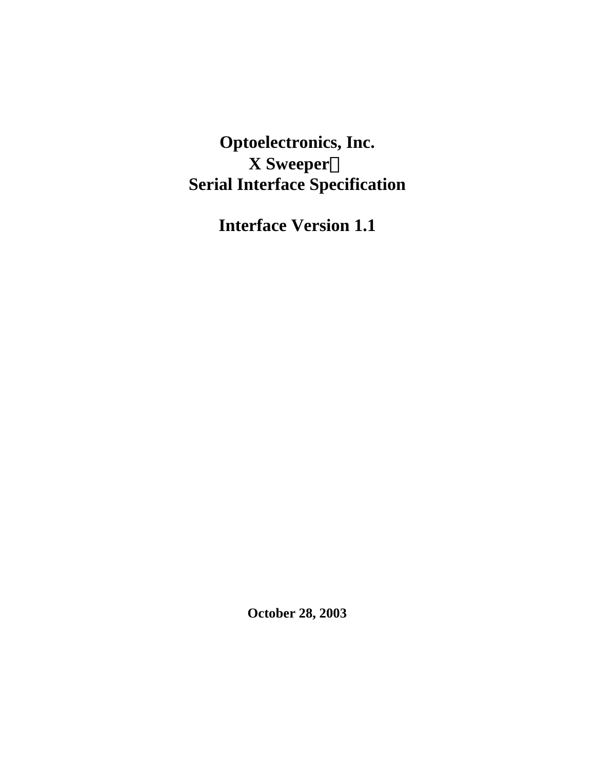# Optoelectronics, Inc.
## X Sweeper™
## Serial Interface Specification

## Interface Version 1.1

**October 28, 2003**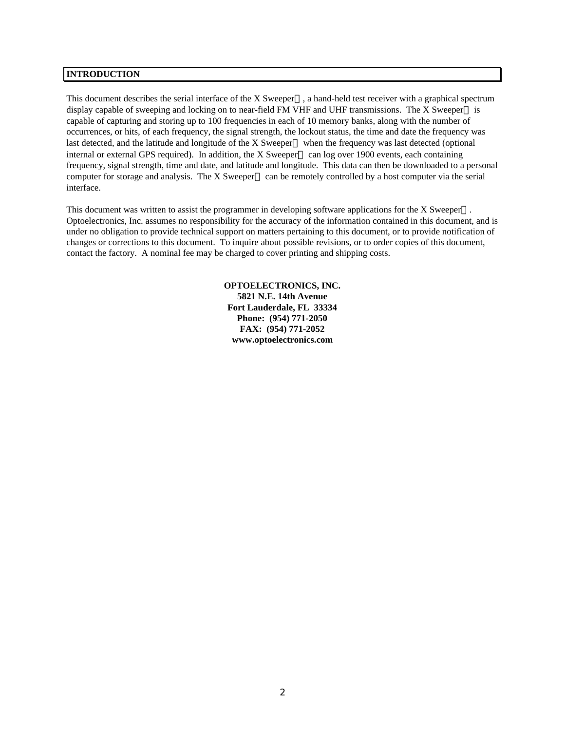## INTRODUCTION

This document describes the serial interface of the X Sweeper, a hand-held test receiver with a graphical spectrum display capable of sweeping and locking on to near-field FM VHF and UHF transmissions. The X Sweeper is capable of capturing and storing up to 100 frequencies in each of 10 memory banks, along with the number of occurrences, or hits, of each frequency, the signal strength, the lockout status, the time and date the frequency was last detected, and the latitude and longitude of the X Sweeper when the frequency was last detected (optional internal or external GPS required). In addition, the X Sweeper can log over 1900 events, each containing frequency, signal strength, time and date, and latitude and longitude. This data can then be downloaded to a personal computer for storage and analysis. The X Sweeper can be remotely controlled by a host computer via the serial interface.

This document was written to assist the programmer in developing software applications for the X Sweeper. Optoelectronics, Inc. assumes no responsibility for the accuracy of the information contained in this document, and is under no obligation to provide technical support on matters pertaining to this document, or to provide notification of changes or corrections to this document. To inquire about possible revisions, or to order copies of this document, contact the factory. A nominal fee may be charged to cover printing and shipping costs.

**OPTOELECTRONICS, INC.**
**5821 N.E. 14th Avenue**
**Fort Lauderdale, FL 33334**
**Phone: (954) 771-2050**
**FAX: (954) 771-2052**
**www.optoelectronics.com**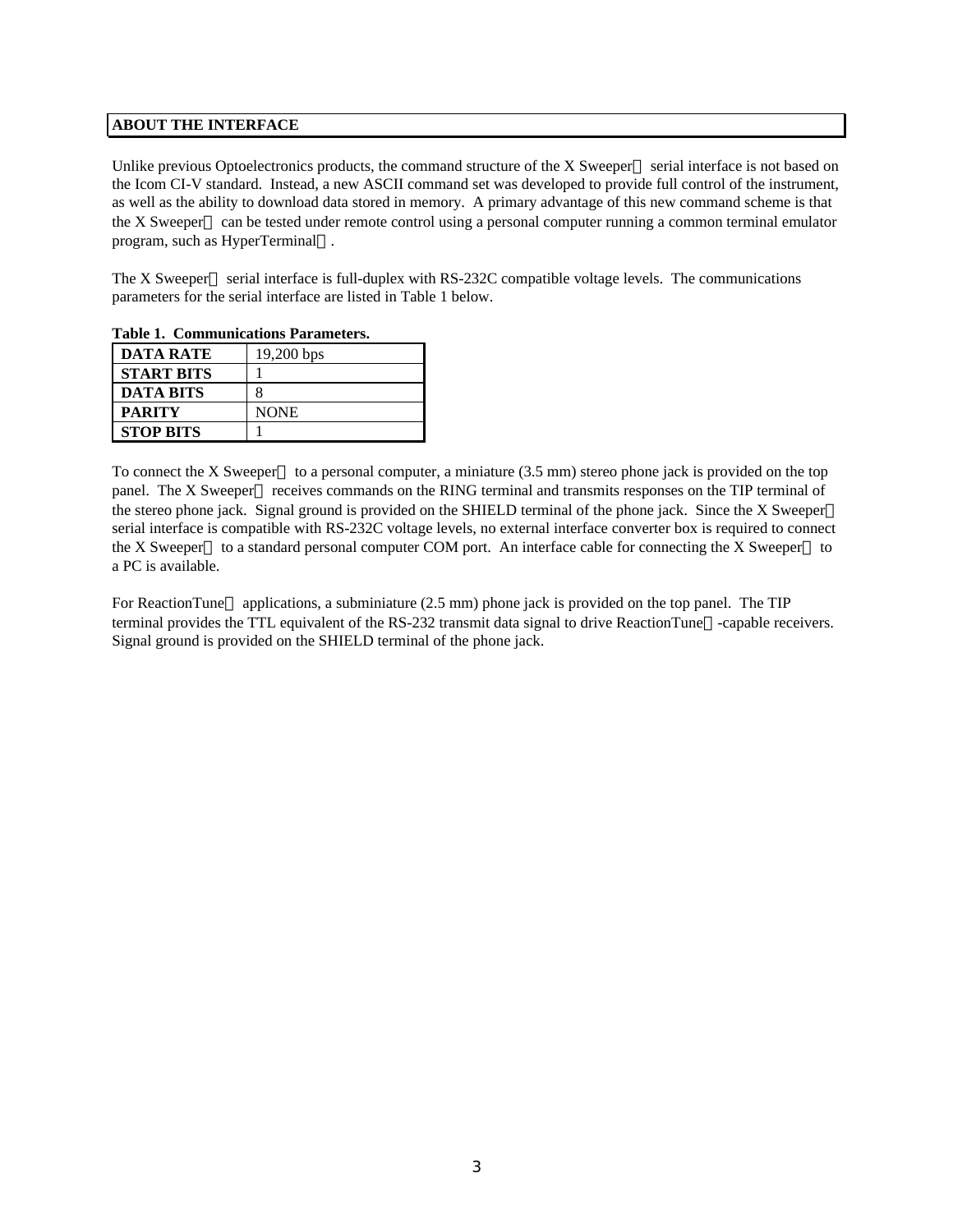## ABOUT THE INTERFACE

Unlike previous Optoelectronics products, the command structure of the X Sweeper serial interface is not based on the Icom CI-V standard. Instead, a new ASCII command set was developed to provide full control of the instrument, as well as the ability to download data stored in memory. A primary advantage of this new command scheme is that the X Sweeper can be tested under remote control using a personal computer running a common terminal emulator program, such as HyperTerminal.

The X Sweeper serial interface is full-duplex with RS-232C compatible voltage levels. The communications parameters for the serial interface are listed in Table 1 below.

**Table 1. Communications Parameters.**

| | |
|---|---|
| **DATA RATE** | 19,200 bps |
| **START BITS** | 1 |
| **DATA BITS** | 8 |
| **PARITY** | NONE |
| **STOP BITS** | 1 |

To connect the X Sweeper to a personal computer, a miniature (3.5 mm) stereo phone jack is provided on the top panel. The X Sweeper receives commands on the RING terminal and transmits responses on the TIP terminal of the stereo phone jack. Signal ground is provided on the SHIELD terminal of the phone jack. Since the X Sweeper serial interface is compatible with RS-232C voltage levels, no external interface converter box is required to connect the X Sweeper to a standard personal computer COM port. An interface cable for connecting the X Sweeper to a PC is available.

For ReactionTune applications, a subminiature (2.5 mm) phone jack is provided on the top panel. The TIP terminal provides the TTL equivalent of the RS-232 transmit data signal to drive ReactionTune-capable receivers. Signal ground is provided on the SHIELD terminal of the phone jack.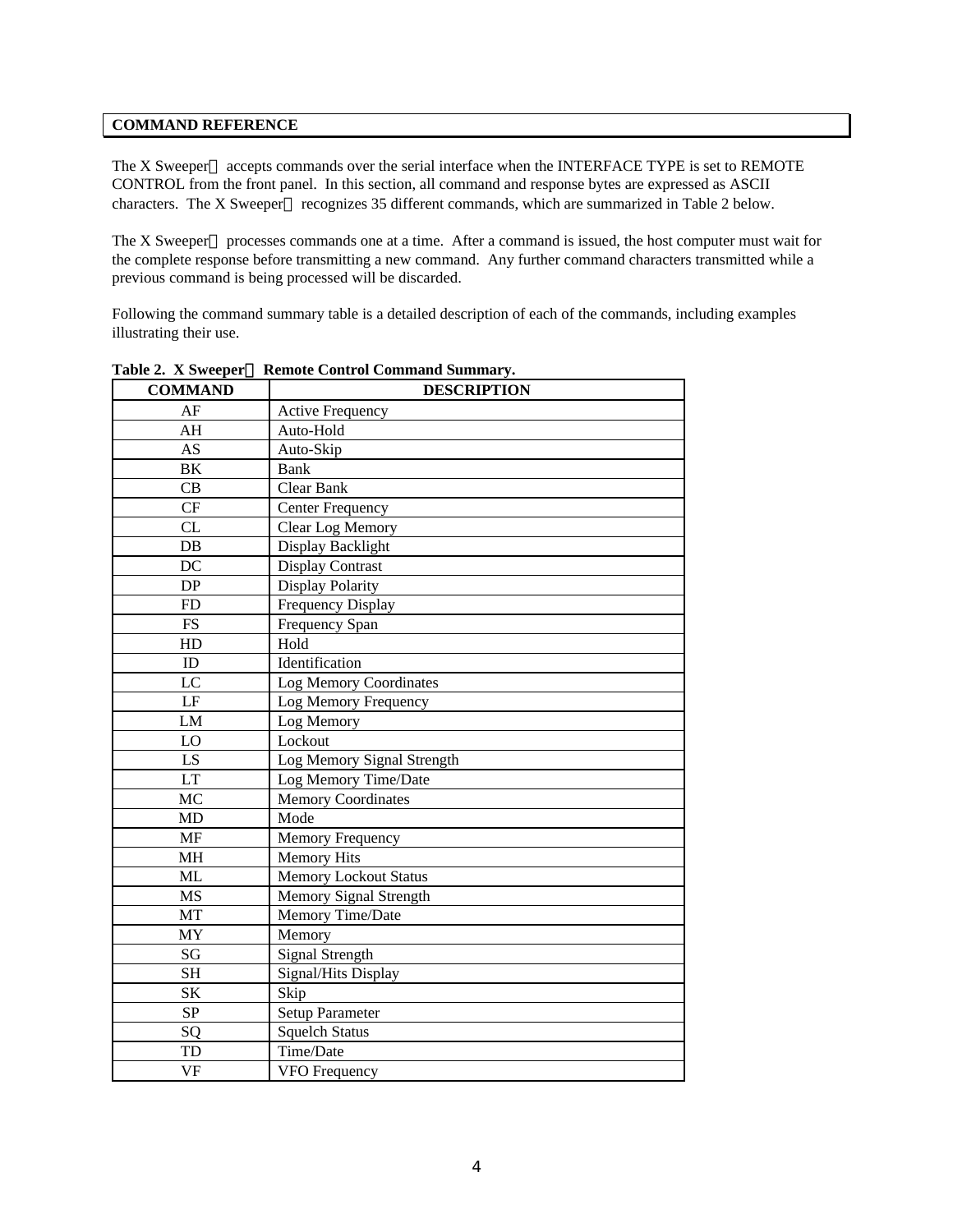## COMMAND REFERENCE

The X Sweeper accepts commands over the serial interface when the INTERFACE TYPE is set to REMOTE CONTROL from the front panel. In this section, all command and response bytes are expressed as ASCII characters. The X Sweeper recognizes 35 different commands, which are summarized in Table 2 below.

The X Sweeper processes commands one at a time. After a command is issued, the host computer must wait for the complete response before transmitting a new command. Any further command characters transmitted while a previous command is being processed will be discarded.

Following the command summary table is a detailed description of each of the commands, including examples illustrating their use.

**Table 2. X Sweeper Remote Control Command Summary.**

| COMMAND | DESCRIPTION |
|---|---|
| AF | Active Frequency |
| AH | Auto-Hold |
| AS | Auto-Skip |
| BK | Bank |
| CB | Clear Bank |
| CF | Center Frequency |
| CL | Clear Log Memory |
| DB | Display Backlight |
| DC | Display Contrast |
| DP | Display Polarity |
| FD | Frequency Display |
| FS | Frequency Span |
| HD | Hold |
| ID | Identification |
| LC | Log Memory Coordinates |
| LF | Log Memory Frequency |
| LM | Log Memory |
| LO | Lockout |
| LS | Log Memory Signal Strength |
| LT | Log Memory Time/Date |
| MC | Memory Coordinates |
| MD | Mode |
| MF | Memory Frequency |
| MH | Memory Hits |
| ML | Memory Lockout Status |
| MS | Memory Signal Strength |
| MT | Memory Time/Date |
| MY | Memory |
| SG | Signal Strength |
| SH | Signal/Hits Display |
| SK | Skip |
| SP | Setup Parameter |
| SQ | Squelch Status |
| TD | Time/Date |
| VF | VFO Frequency |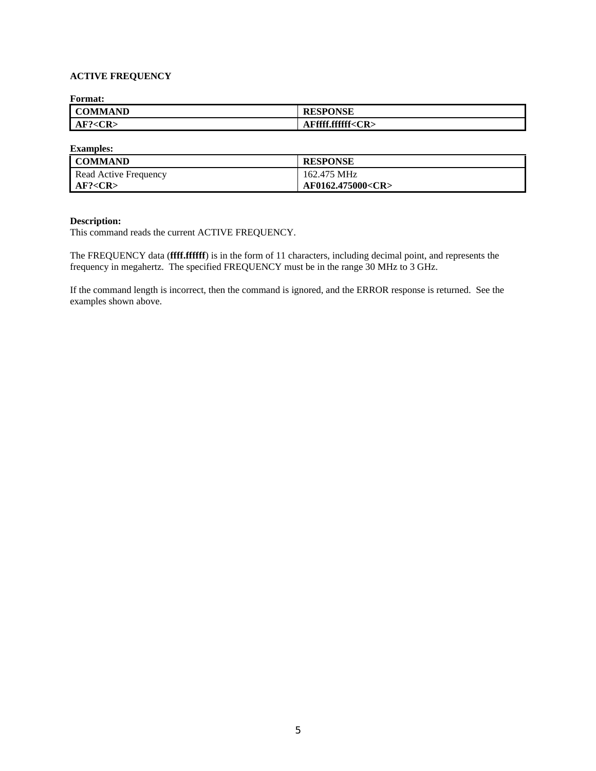### ACTIVE FREQUENCY

**Format:**

| COMMAND | RESPONSE |
|---|---|
| **AF?<CR>** | **AFffff.ffffff<CR>** |

**Examples:**

| COMMAND | RESPONSE |
|---|---|
| Read Active Frequency<br>**AF?<CR>** | 162.475 MHz<br>**AF0162.475000<CR>** |

**Description:**
This command reads the current ACTIVE FREQUENCY.

The FREQUENCY data (**ffff.ffffff**) is in the form of 11 characters, including decimal point, and represents the frequency in megahertz. The specified FREQUENCY must be in the range 30 MHz to 3 GHz.

If the command length is incorrect, then the command is ignored, and the ERROR response is returned. See the examples shown above.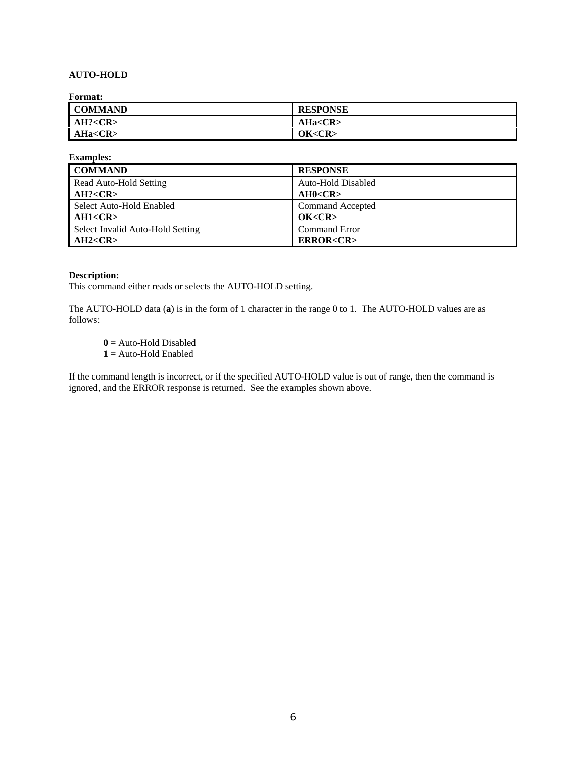## AUTO-HOLD

**Format:**

| COMMAND | RESPONSE |
|---|---|
| **AH?<CR>** | **AHa<CR>** |
| **AHa<CR>** | **OK<CR>** |

**Examples:**

| COMMAND | RESPONSE |
|---|---|
| Read Auto-Hold Setting<br>**AH?<CR>** | Auto-Hold Disabled<br>**AH0<CR>** |
| Select Auto-Hold Enabled<br>**AH1<CR>** | Command Accepted<br>**OK<CR>** |
| Select Invalid Auto-Hold Setting<br>**AH2<CR>** | Command Error<br>**ERROR<CR>** |

**Description:**
This command either reads or selects the AUTO-HOLD setting.

The AUTO-HOLD data (**a**) is in the form of 1 character in the range 0 to 1. The AUTO-HOLD values are as follows:

**0** = Auto-Hold Disabled
**1** = Auto-Hold Enabled

If the command length is incorrect, or if the specified AUTO-HOLD value is out of range, then the command is ignored, and the ERROR response is returned. See the examples shown above.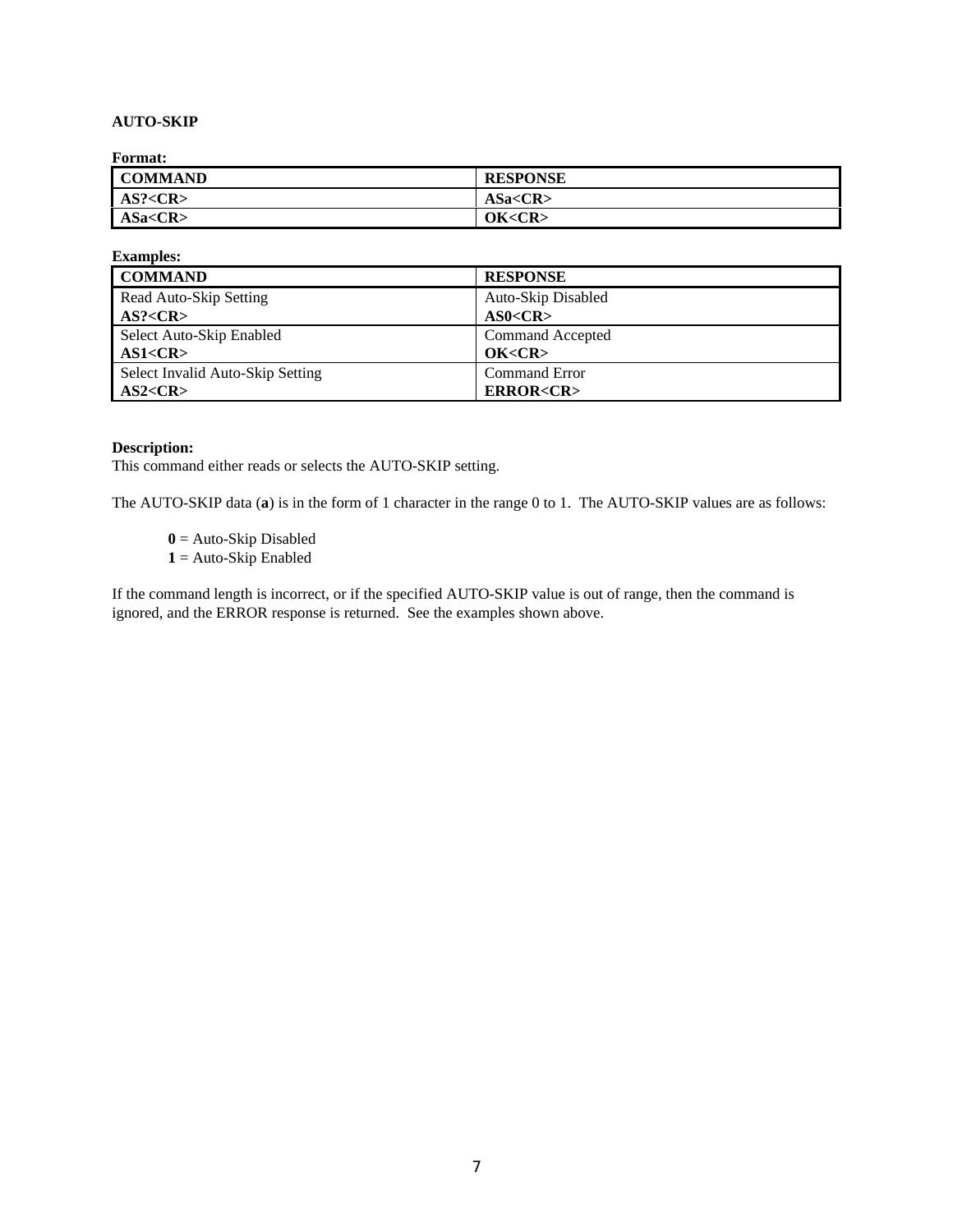**AUTO-SKIP**

**Format:**

| COMMAND | RESPONSE |
| --- | --- |
| **AS?<CR>** | **ASa<CR>** |
| **ASa<CR>** | **OK<CR>** |

**Examples:**

| COMMAND | RESPONSE |
| --- | --- |
| Read Auto-Skip Setting<br>**AS?<CR>** | Auto-Skip Disabled<br>**AS0<CR>** |
| Select Auto-Skip Enabled<br>**AS1<CR>** | Command Accepted<br>**OK<CR>** |
| Select Invalid Auto-Skip Setting<br>**AS2<CR>** | Command Error<br>**ERROR<CR>** |

**Description:**
This command either reads or selects the AUTO-SKIP setting.

The AUTO-SKIP data (**a**) is in the form of 1 character in the range 0 to 1. The AUTO-SKIP values are as follows:

> **0** = Auto-Skip Disabled
> **1** = Auto-Skip Enabled

If the command length is incorrect, or if the specified AUTO-SKIP value is out of range, then the command is ignored, and the ERROR response is returned. See the examples shown above.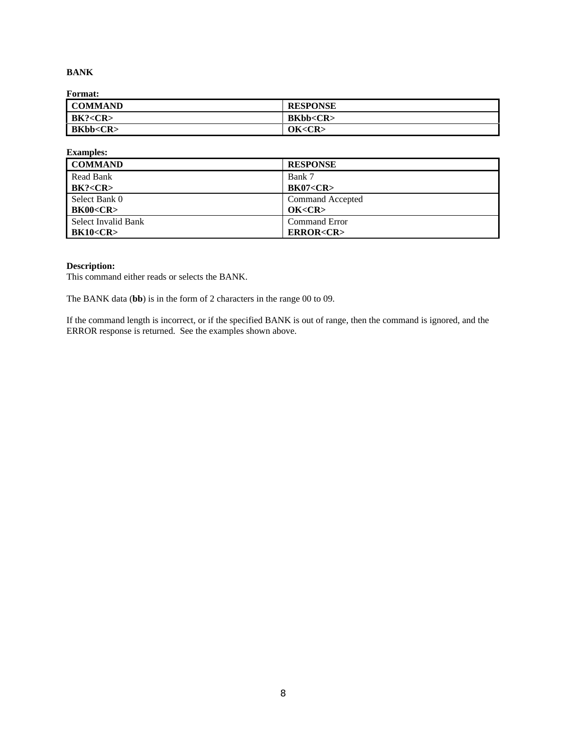## BANK

**Format:**

| COMMAND | RESPONSE |
|---|---|
| **BK?<CR>** | **BKbb<CR>** |
| **BKbb<CR>** | **OK<CR>** |

**Examples:**

| COMMAND | RESPONSE |
|---|---|
| Read Bank<br>**BK?<CR>** | Bank 7<br>**BK07<CR>** |
| Select Bank 0<br>**BK00<CR>** | Command Accepted<br>**OK<CR>** |
| Select Invalid Bank<br>**BK10<CR>** | Command Error<br>**ERROR<CR>** |

**Description:**
This command either reads or selects the BANK.

The BANK data (**bb**) is in the form of 2 characters in the range 00 to 09.

If the command length is incorrect, or if the specified BANK is out of range, then the command is ignored, and the ERROR response is returned. See the examples shown above.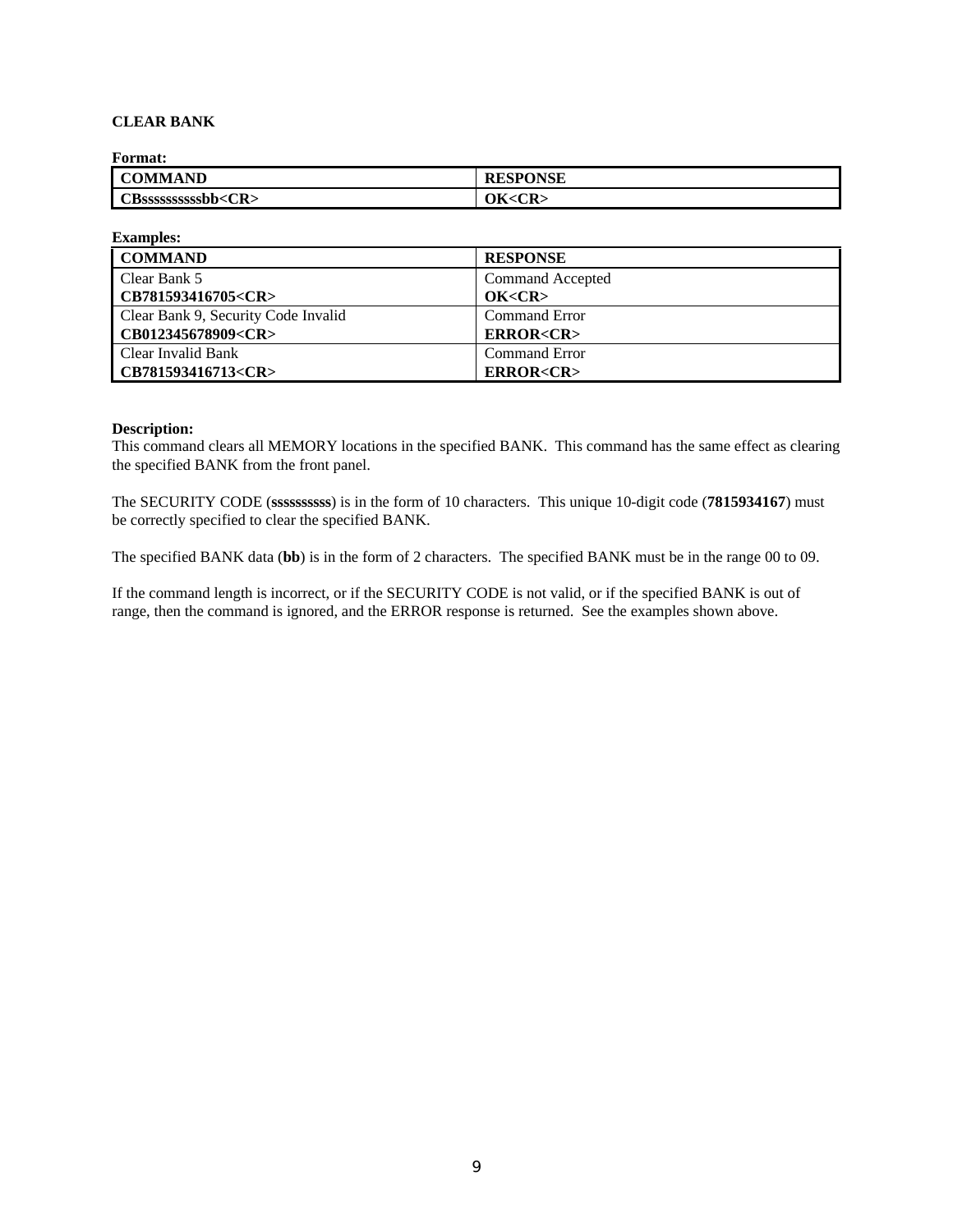**CLEAR BANK**

**Format:**

| COMMAND | RESPONSE |
|---|---|
| **CBssssssssssbb<CR>** | **OK<CR>** |

**Examples:**

| COMMAND | RESPONSE |
|---|---|
| Clear Bank 5<br>**CB781593416705<CR>** | Command Accepted<br>**OK<CR>** |
| Clear Bank 9, Security Code Invalid<br>**CB012345678909<CR>** | Command Error<br>**ERROR<CR>** |
| Clear Invalid Bank<br>**CB781593416713<CR>** | Command Error<br>**ERROR<CR>** |

**Description:**
This command clears all MEMORY locations in the specified BANK. This command has the same effect as clearing the specified BANK from the front panel.

The SECURITY CODE (**ssssssssss**) is in the form of 10 characters. This unique 10-digit code (**7815934167**) must be correctly specified to clear the specified BANK.

The specified BANK data (**bb**) is in the form of 2 characters. The specified BANK must be in the range 00 to 09.

If the command length is incorrect, or if the SECURITY CODE is not valid, or if the specified BANK is out of range, then the command is ignored, and the ERROR response is returned. See the examples shown above.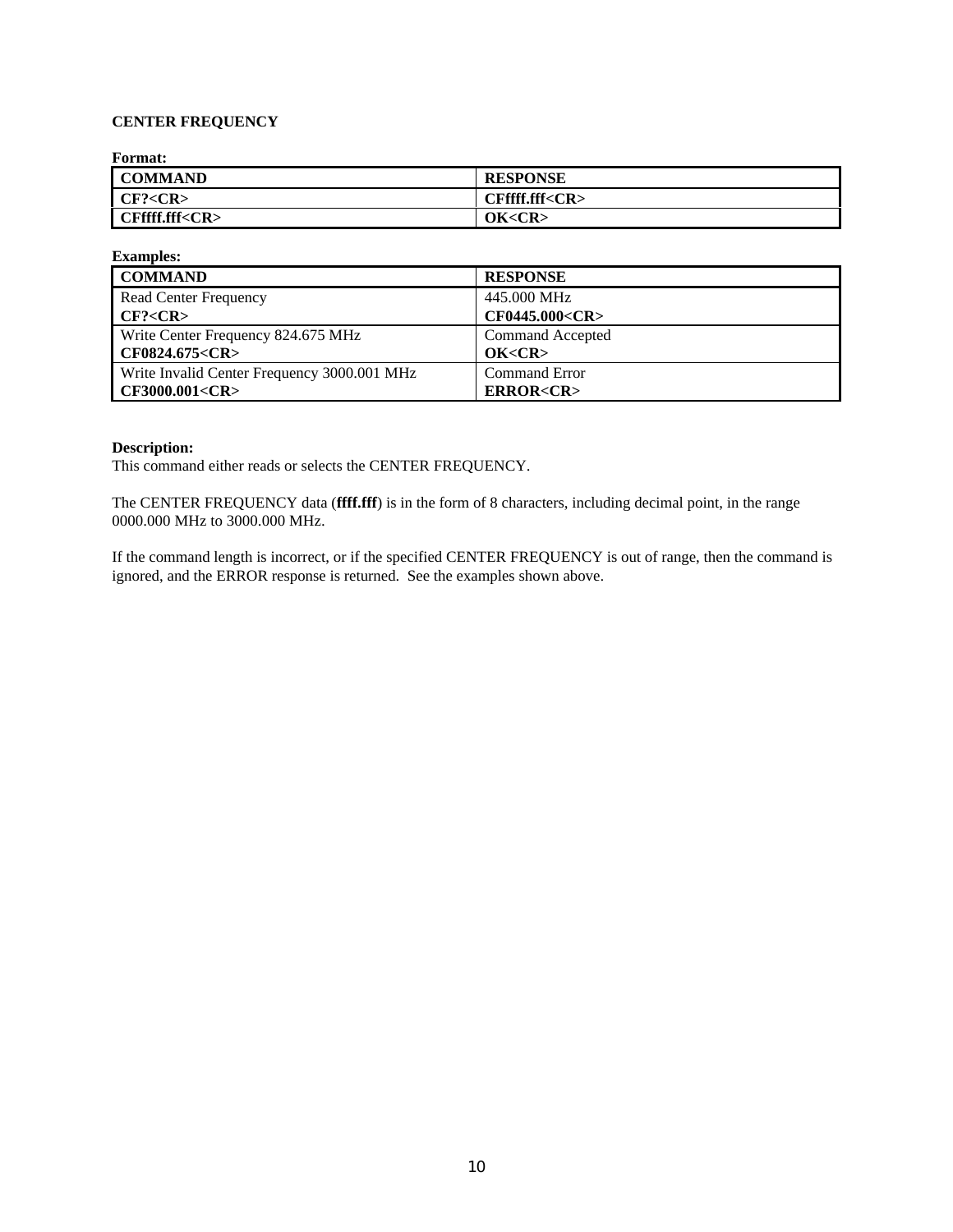**CENTER FREQUENCY**

**Format:**

| COMMAND | RESPONSE |
|---|---|
| **CF?<CR>** | **CFffff.fff<CR>** |
| **CFffff.fff<CR>** | **OK<CR>** |

**Examples:**

| COMMAND | RESPONSE |
|---|---|
| Read Center Frequency<br>**CF?<CR>** | 445.000 MHz<br>**CF0445.000<CR>** |
| Write Center Frequency 824.675 MHz<br>**CF0824.675<CR>** | Command Accepted<br>**OK<CR>** |
| Write Invalid Center Frequency 3000.001 MHz<br>**CF3000.001<CR>** | Command Error<br>**ERROR<CR>** |

**Description:**
This command either reads or selects the CENTER FREQUENCY.

The CENTER FREQUENCY data (**ffff.fff**) is in the form of 8 characters, including decimal point, in the range 0000.000 MHz to 3000.000 MHz.

If the command length is incorrect, or if the specified CENTER FREQUENCY is out of range, then the command is ignored, and the ERROR response is returned. See the examples shown above.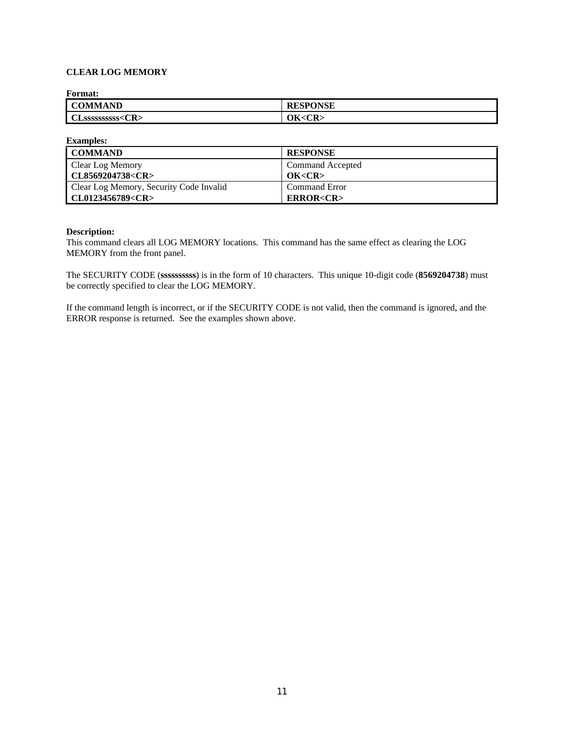**CLEAR LOG MEMORY**

**Format:**

| COMMAND | RESPONSE |
| --- | --- |
| **CLssssssssss<CR>** | **OK<CR>** |

**Examples:**

| COMMAND | RESPONSE |
| --- | --- |
| Clear Log Memory<br>**CL8569204738<CR>** | Command Accepted<br>**OK<CR>** |
| Clear Log Memory, Security Code Invalid<br>**CL0123456789<CR>** | Command Error<br>**ERROR<CR>** |

**Description:**

This command clears all LOG MEMORY locations. This command has the same effect as clearing the LOG MEMORY from the front panel.

The SECURITY CODE (**ssssssssss**) is in the form of 10 characters. This unique 10-digit code (**8569204738**) must be correctly specified to clear the LOG MEMORY.

If the command length is incorrect, or if the SECURITY CODE is not valid, then the command is ignored, and the ERROR response is returned. See the examples shown above.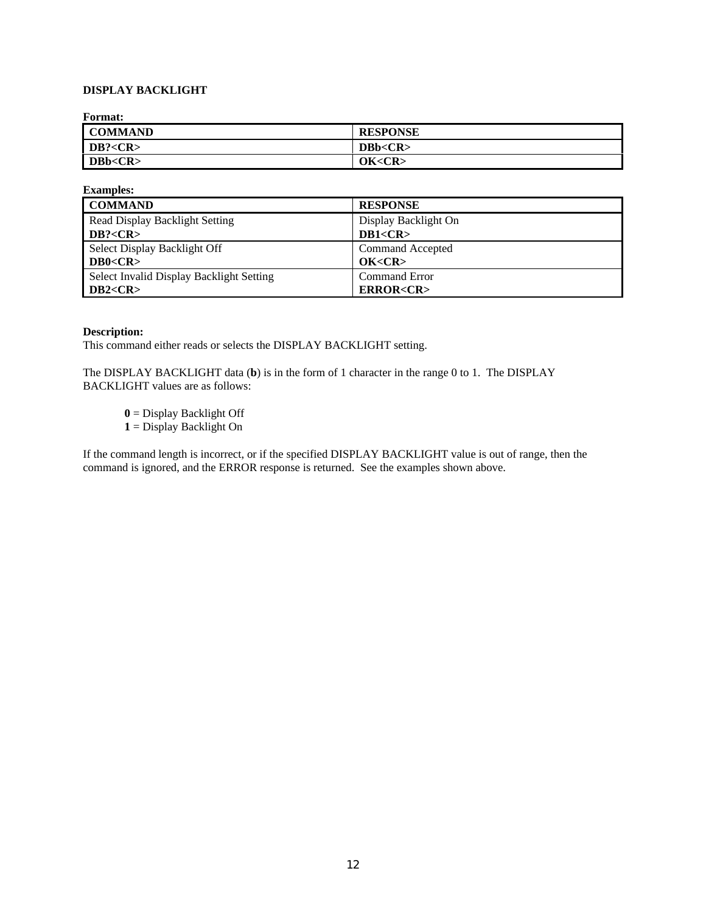**DISPLAY BACKLIGHT**

**Format:**

| COMMAND | RESPONSE |
|---|---|
| **DB?<CR>** | **DBb<CR>** |
| **DBb<CR>** | **OK<CR>** |

**Examples:**

| COMMAND | RESPONSE |
|---|---|
| Read Display Backlight Setting<br>**DB?<CR>** | Display Backlight On<br>**DB1<CR>** |
| Select Display Backlight Off<br>**DB0<CR>** | Command Accepted<br>**OK<CR>** |
| Select Invalid Display Backlight Setting<br>**DB2<CR>** | Command Error<br>**ERROR<CR>** |

**Description:**
This command either reads or selects the DISPLAY BACKLIGHT setting.

The DISPLAY BACKLIGHT data (**b**) is in the form of 1 character in the range 0 to 1. The DISPLAY BACKLIGHT values are as follows:

**0** = Display Backlight Off
**1** = Display Backlight On

If the command length is incorrect, or if the specified DISPLAY BACKLIGHT value is out of range, then the command is ignored, and the ERROR response is returned. See the examples shown above.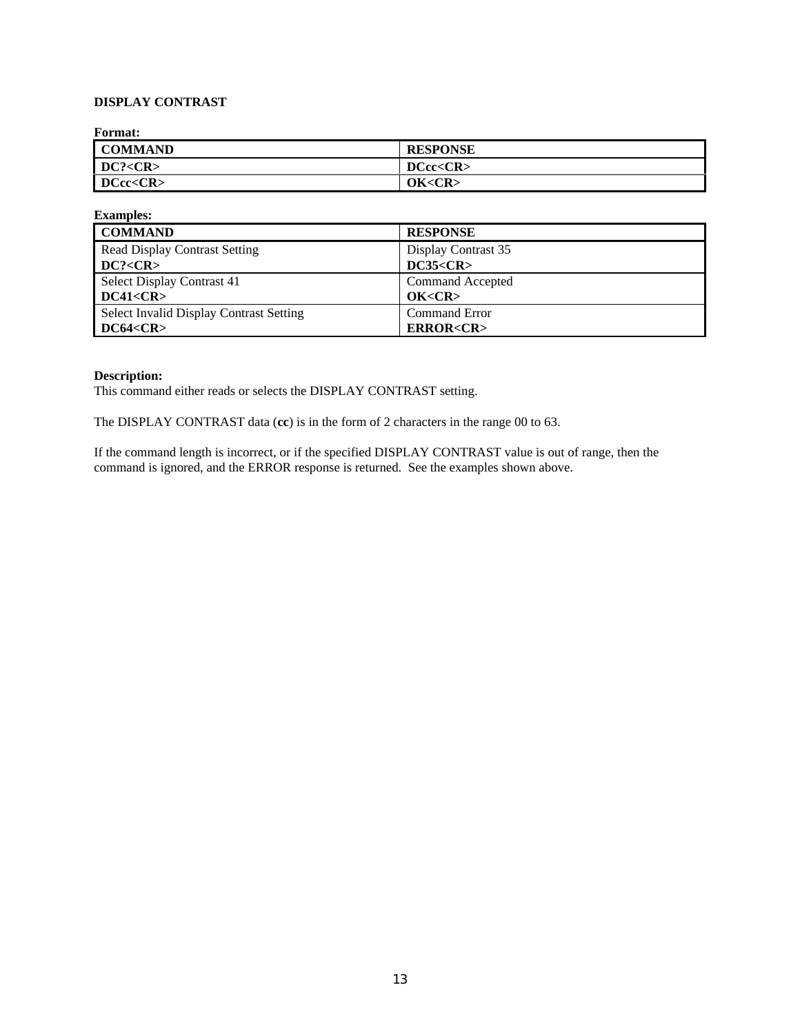## DISPLAY CONTRAST

**Format:**

| COMMAND | RESPONSE |
|---|---|
| **DC?<CR>** | **DCcc<CR>** |
| **DCcc<CR>** | **OK<CR>** |

**Examples:**

| COMMAND | RESPONSE |
|---|---|
| Read Display Contrast Setting<br>**DC?<CR>** | Display Contrast 35<br>**DC35<CR>** |
| Select Display Contrast 41<br>**DC41<CR>** | Command Accepted<br>**OK<CR>** |
| Select Invalid Display Contrast Setting<br>**DC64<CR>** | Command Error<br>**ERROR<CR>** |

**Description:**
This command either reads or selects the DISPLAY CONTRAST setting.

The DISPLAY CONTRAST data (**cc**) is in the form of 2 characters in the range 00 to 63.

If the command length is incorrect, or if the specified DISPLAY CONTRAST value is out of range, then the command is ignored, and the ERROR response is returned. See the examples shown above.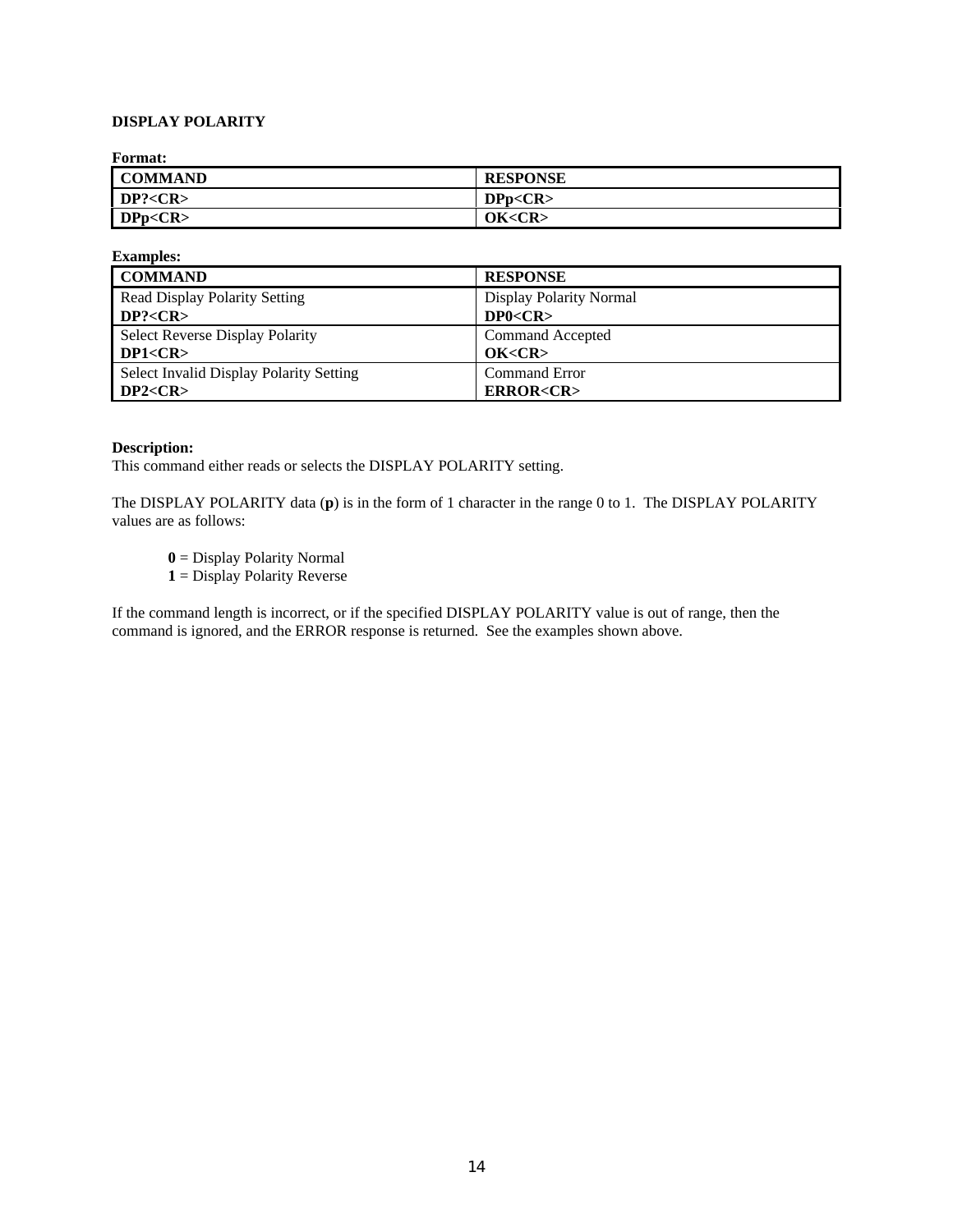**DISPLAY POLARITY**

**Format:**

| COMMAND | RESPONSE |
|---|---|
| **DP?<CR>** | **DPp<CR>** |
| **DPp<CR>** | **OK<CR>** |

**Examples:**

| COMMAND | RESPONSE |
|---|---|
| Read Display Polarity Setting<br>**DP?<CR>** | Display Polarity Normal<br>**DP0<CR>** |
| Select Reverse Display Polarity<br>**DP1<CR>** | Command Accepted<br>**OK<CR>** |
| Select Invalid Display Polarity Setting<br>**DP2<CR>** | Command Error<br>**ERROR<CR>** |

**Description:**
This command either reads or selects the DISPLAY POLARITY setting.

The DISPLAY POLARITY data (**p**) is in the form of 1 character in the range 0 to 1. The DISPLAY POLARITY values are as follows:

**0** = Display Polarity Normal
**1** = Display Polarity Reverse

If the command length is incorrect, or if the specified DISPLAY POLARITY value is out of range, then the command is ignored, and the ERROR response is returned. See the examples shown above.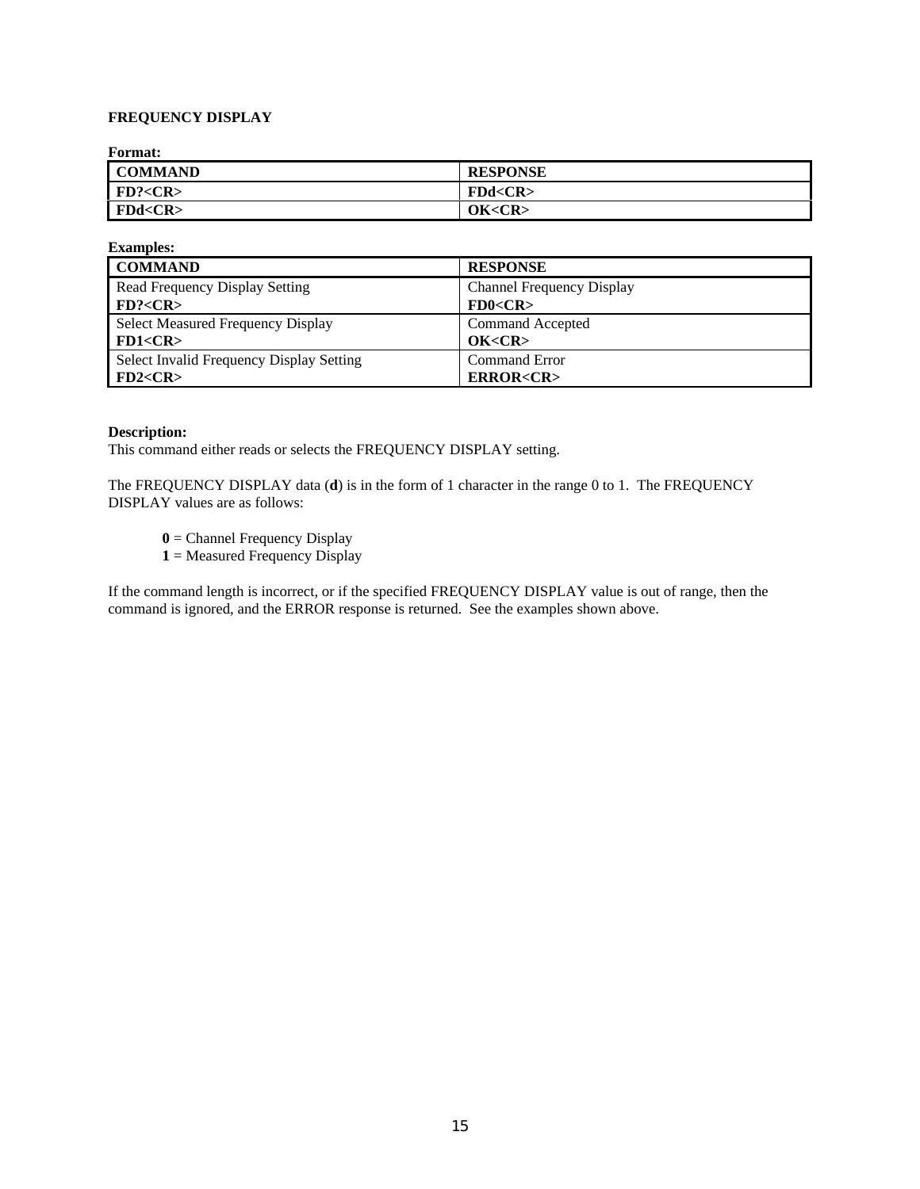**FREQUENCY DISPLAY**

**Format:**

| COMMAND | RESPONSE |
|---|---|
| **FD?<CR>** | **FDd<CR>** |
| **FDd<CR>** | **OK<CR>** |

**Examples:**

| COMMAND | RESPONSE |
|---|---|
| Read Frequency Display Setting<br>**FD?<CR>** | Channel Frequency Display<br>**FD0<CR>** |
| Select Measured Frequency Display<br>**FD1<CR>** | Command Accepted<br>**OK<CR>** |
| Select Invalid Frequency Display Setting<br>**FD2<CR>** | Command Error<br>**ERROR<CR>** |

**Description:**
This command either reads or selects the FREQUENCY DISPLAY setting.

The FREQUENCY DISPLAY data (**d**) is in the form of 1 character in the range 0 to 1. The FREQUENCY DISPLAY values are as follows:

> **0** = Channel Frequency Display
> **1** = Measured Frequency Display

If the command length is incorrect, or if the specified FREQUENCY DISPLAY value is out of range, then the command is ignored, and the ERROR response is returned. See the examples shown above.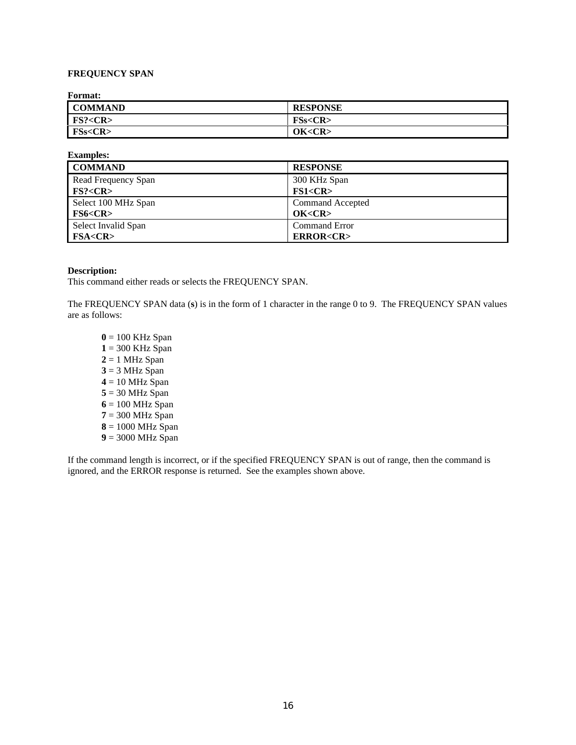**FREQUENCY SPAN**

**Format:**

| **COMMAND** | **RESPONSE** |
|---|---|
| **FS?<CR>** | **FSs<CR>** |
| **FSs<CR>** | **OK<CR>** |

**Examples:**

| **COMMAND** | **RESPONSE** |
|---|---|
| Read Frequency Span<br>**FS?<CR>** | 300 KHz Span<br>**FS1<CR>** |
| Select 100 MHz Span<br>**FS6<CR>** | Command Accepted<br>**OK<CR>** |
| Select Invalid Span<br>**FSA<CR>** | Command Error<br>**ERROR<CR>** |

**Description:**
This command either reads or selects the FREQUENCY SPAN.

The FREQUENCY SPAN data (**s**) is in the form of 1 character in the range 0 to 9. The FREQUENCY SPAN values are as follows:

- **0** = 100 KHz Span
- **1** = 300 KHz Span
- **2** = 1 MHz Span
- **3** = 3 MHz Span
- **4** = 10 MHz Span
- **5** = 30 MHz Span
- **6** = 100 MHz Span
- **7** = 300 MHz Span
- **8** = 1000 MHz Span
- **9** = 3000 MHz Span

If the command length is incorrect, or if the specified FREQUENCY SPAN is out of range, then the command is ignored, and the ERROR response is returned. See the examples shown above.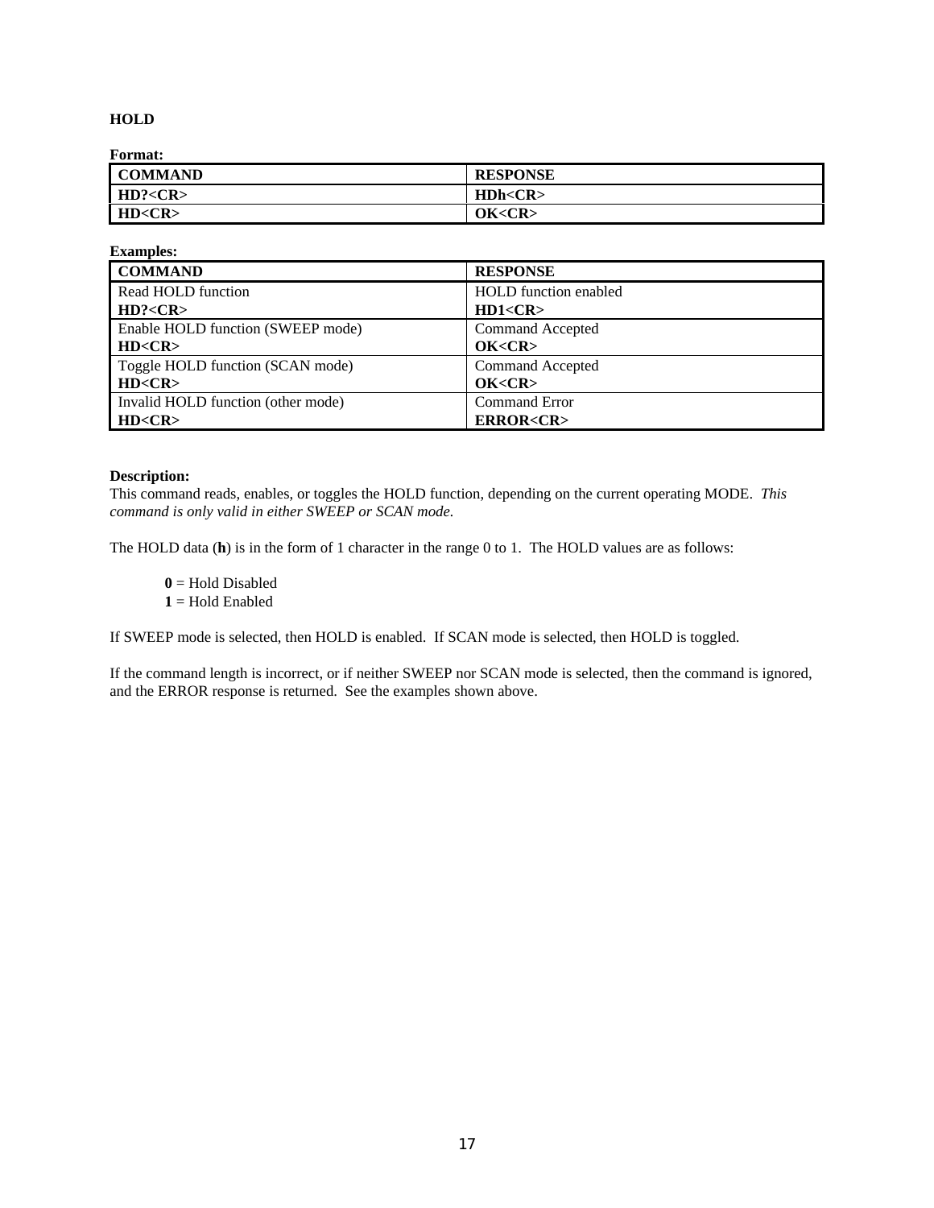### HOLD

**Format:**

| COMMAND | RESPONSE |
|---|---|
| **HD?<CR>** | **HDh<CR>** |
| **HD<CR>** | **OK<CR>** |

**Examples:**

| COMMAND | RESPONSE |
|---|---|
| Read HOLD function<br>**HD?<CR>** | HOLD function enabled<br>**HD1<CR>** |
| Enable HOLD function (SWEEP mode)<br>**HD<CR>** | Command Accepted<br>**OK<CR>** |
| Toggle HOLD function (SCAN mode)<br>**HD<CR>** | Command Accepted<br>**OK<CR>** |
| Invalid HOLD function (other mode)<br>**HD<CR>** | Command Error<br>**ERROR<CR>** |

**Description:**

This command reads, enables, or toggles the HOLD function, depending on the current operating MODE. *This command is only valid in either SWEEP or SCAN mode.*

The HOLD data (**h**) is in the form of 1 character in the range 0 to 1. The HOLD values are as follows:

> **0** = Hold Disabled
> **1** = Hold Enabled

If SWEEP mode is selected, then HOLD is enabled. If SCAN mode is selected, then HOLD is toggled.

If the command length is incorrect, or if neither SWEEP nor SCAN mode is selected, then the command is ignored, and the ERROR response is returned. See the examples shown above.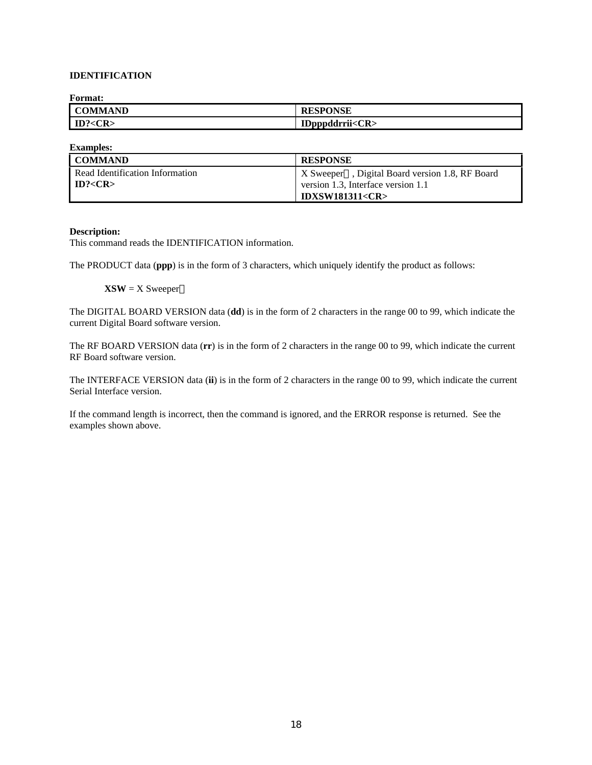**IDENTIFICATION**

**Format:**

| COMMAND | RESPONSE |
|---|---|
| **ID?<CR>** | **IDpppddrrii<CR>** |

**Examples:**

| COMMAND | RESPONSE |
|---|---|
| Read Identification Information<br>**ID?<CR>** | X Sweeper, Digital Board version 1.8, RF Board version 1.3, Interface version 1.1<br>**IDXSW181311<CR>** |

**Description:**
This command reads the IDENTIFICATION information.

The PRODUCT data (**ppp**) is in the form of 3 characters, which uniquely identify the product as follows:

**XSW** = X Sweeper

The DIGITAL BOARD VERSION data (**dd**) is in the form of 2 characters in the range 00 to 99, which indicate the current Digital Board software version.

The RF BOARD VERSION data (**rr**) is in the form of 2 characters in the range 00 to 99, which indicate the current RF Board software version.

The INTERFACE VERSION data (**ii**) is in the form of 2 characters in the range 00 to 99, which indicate the current Serial Interface version.

If the command length is incorrect, then the command is ignored, and the ERROR response is returned. See the examples shown above.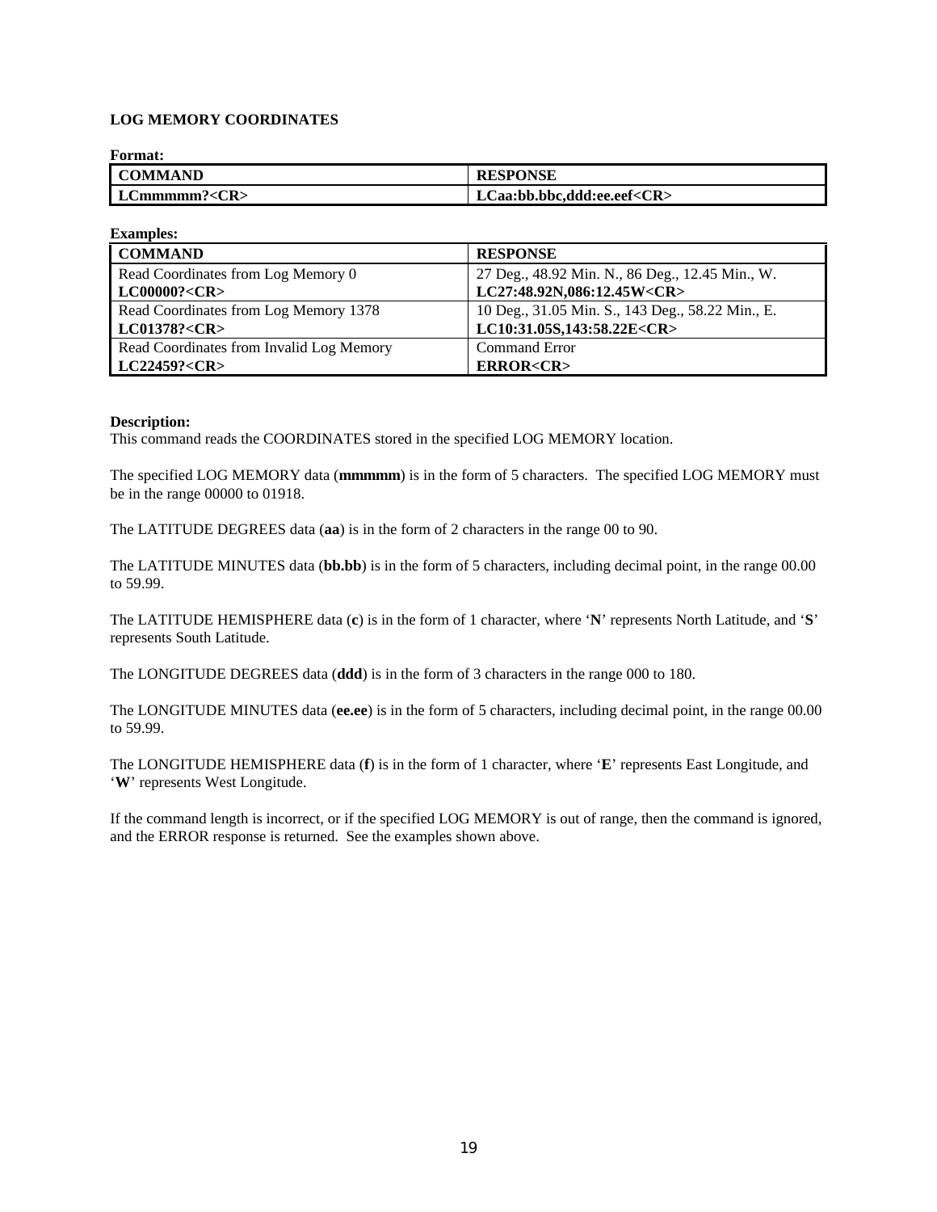**LOG MEMORY COORDINATES**

**Format:**

| COMMAND | RESPONSE |
|---|---|
| **LCmmmmm?<CR>** | **LCaa:bb.bbc,ddd:ee.eef<CR>** |

**Examples:**

| COMMAND | RESPONSE |
|---|---|
| Read Coordinates from Log Memory 0<br>**LC00000?<CR>** | 27 Deg., 48.92 Min. N., 86 Deg., 12.45 Min., W.<br>**LC27:48.92N,086:12.45W<CR>** |
| Read Coordinates from Log Memory 1378<br>**LC01378?<CR>** | 10 Deg., 31.05 Min. S., 143 Deg., 58.22 Min., E.<br>**LC10:31.05S,143:58.22E<CR>** |
| Read Coordinates from Invalid Log Memory<br>**LC22459?<CR>** | Command Error<br>**ERROR<CR>** |

**Description:**
This command reads the COORDINATES stored in the specified LOG MEMORY location.

The specified LOG MEMORY data (**mmmmm**) is in the form of 5 characters. The specified LOG MEMORY must be in the range 00000 to 01918.

The LATITUDE DEGREES data (**aa**) is in the form of 2 characters in the range 00 to 90.

The LATITUDE MINUTES data (**bb.bb**) is in the form of 5 characters, including decimal point, in the range 00.00 to 59.99.

The LATITUDE HEMISPHERE data (**c**) is in the form of 1 character, where '**N**' represents North Latitude, and '**S**' represents South Latitude.

The LONGITUDE DEGREES data (**ddd**) is in the form of 3 characters in the range 000 to 180.

The LONGITUDE MINUTES data (**ee.ee**) is in the form of 5 characters, including decimal point, in the range 00.00 to 59.99.

The LONGITUDE HEMISPHERE data (**f**) is in the form of 1 character, where '**E**' represents East Longitude, and '**W**' represents West Longitude.

If the command length is incorrect, or if the specified LOG MEMORY is out of range, then the command is ignored, and the ERROR response is returned. See the examples shown above.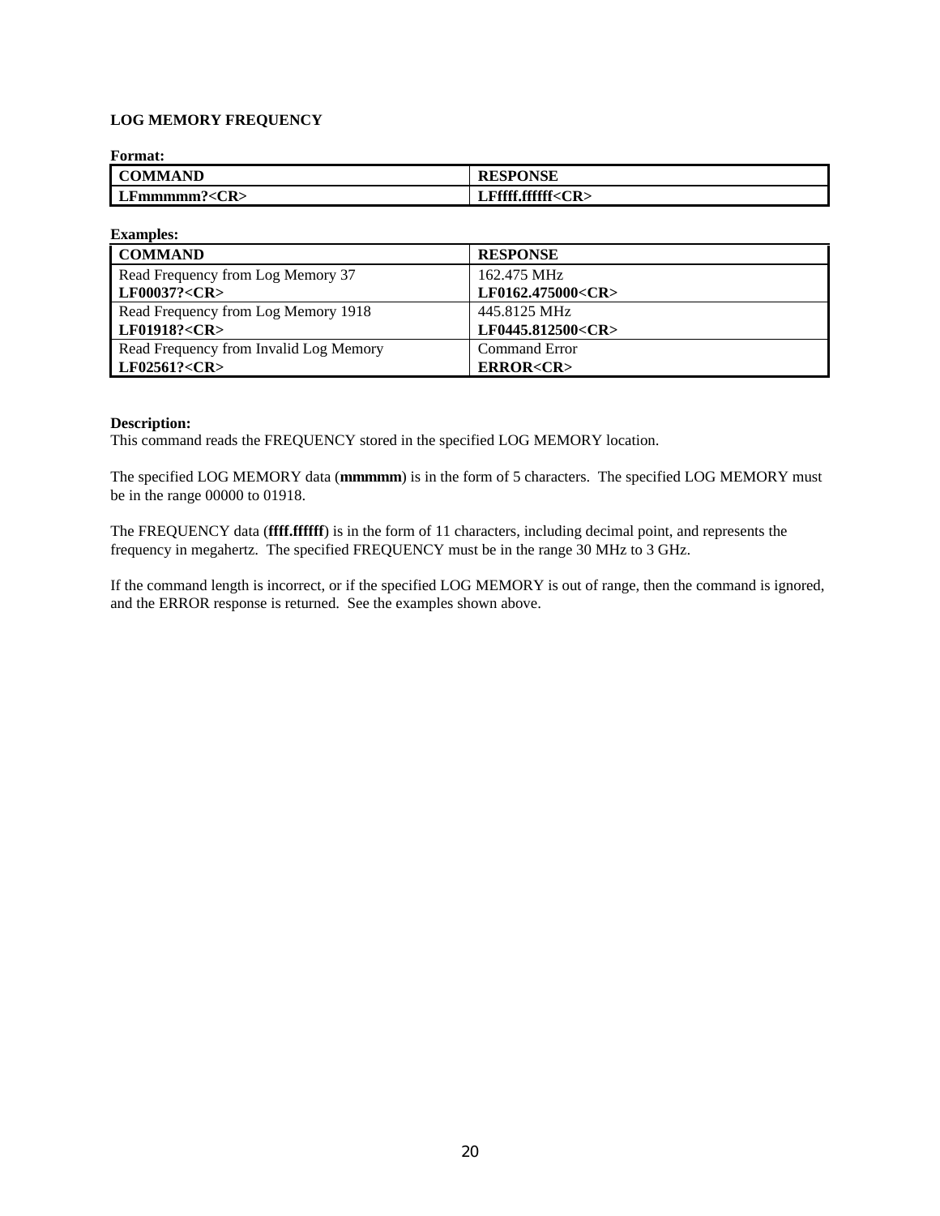### LOG MEMORY FREQUENCY

**Format:**

| COMMAND | RESPONSE |
|---|---|
| **LFmmmmm?<CR>** | **LFffff.ffffff<CR>** |

**Examples:**

| COMMAND | RESPONSE |
|---|---|
| Read Frequency from Log Memory 37<br>**LF00037?<CR>** | 162.475 MHz<br>**LF0162.475000<CR>** |
| Read Frequency from Log Memory 1918<br>**LF01918?<CR>** | 445.8125 MHz<br>**LF0445.812500<CR>** |
| Read Frequency from Invalid Log Memory<br>**LF02561?<CR>** | Command Error<br>**ERROR<CR>** |

**Description:**
This command reads the FREQUENCY stored in the specified LOG MEMORY location.

The specified LOG MEMORY data (**mmmmm**) is in the form of 5 characters. The specified LOG MEMORY must be in the range 00000 to 01918.

The FREQUENCY data (**ffff.ffffff**) is in the form of 11 characters, including decimal point, and represents the frequency in megahertz. The specified FREQUENCY must be in the range 30 MHz to 3 GHz.

If the command length is incorrect, or if the specified LOG MEMORY is out of range, then the command is ignored, and the ERROR response is returned. See the examples shown above.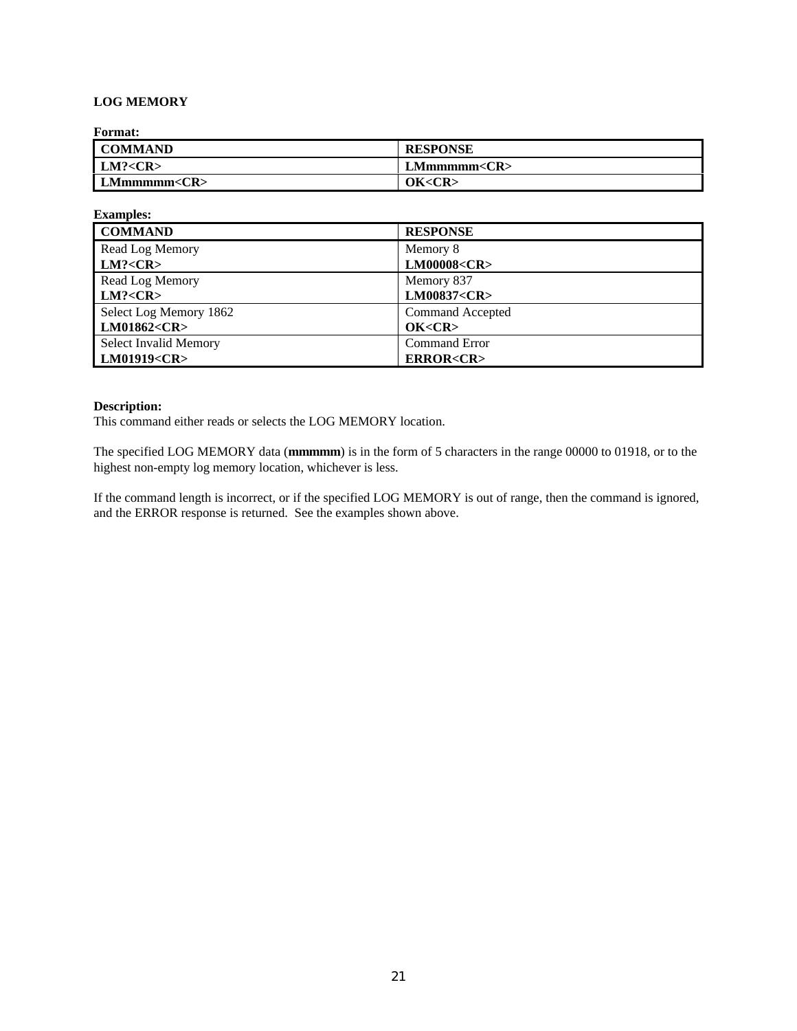**LOG MEMORY**

**Format:**

| COMMAND | RESPONSE |
|---|---|
| **LM?<CR>** | **LMmmmmm<CR>** |
| **LMmmmmm<CR>** | **OK<CR>** |

**Examples:**

| COMMAND | RESPONSE |
|---|---|
| Read Log Memory<br>**LM?<CR>** | Memory 8<br>**LM00008<CR>** |
| Read Log Memory<br>**LM?<CR>** | Memory 837<br>**LM00837<CR>** |
| Select Log Memory 1862<br>**LM01862<CR>** | Command Accepted<br>**OK<CR>** |
| Select Invalid Memory<br>**LM01919<CR>** | Command Error<br>**ERROR<CR>** |

**Description:**
This command either reads or selects the LOG MEMORY location.

The specified LOG MEMORY data (**mmmmm**) is in the form of 5 characters in the range 00000 to 01918, or to the highest non-empty log memory location, whichever is less.

If the command length is incorrect, or if the specified LOG MEMORY is out of range, then the command is ignored, and the ERROR response is returned. See the examples shown above.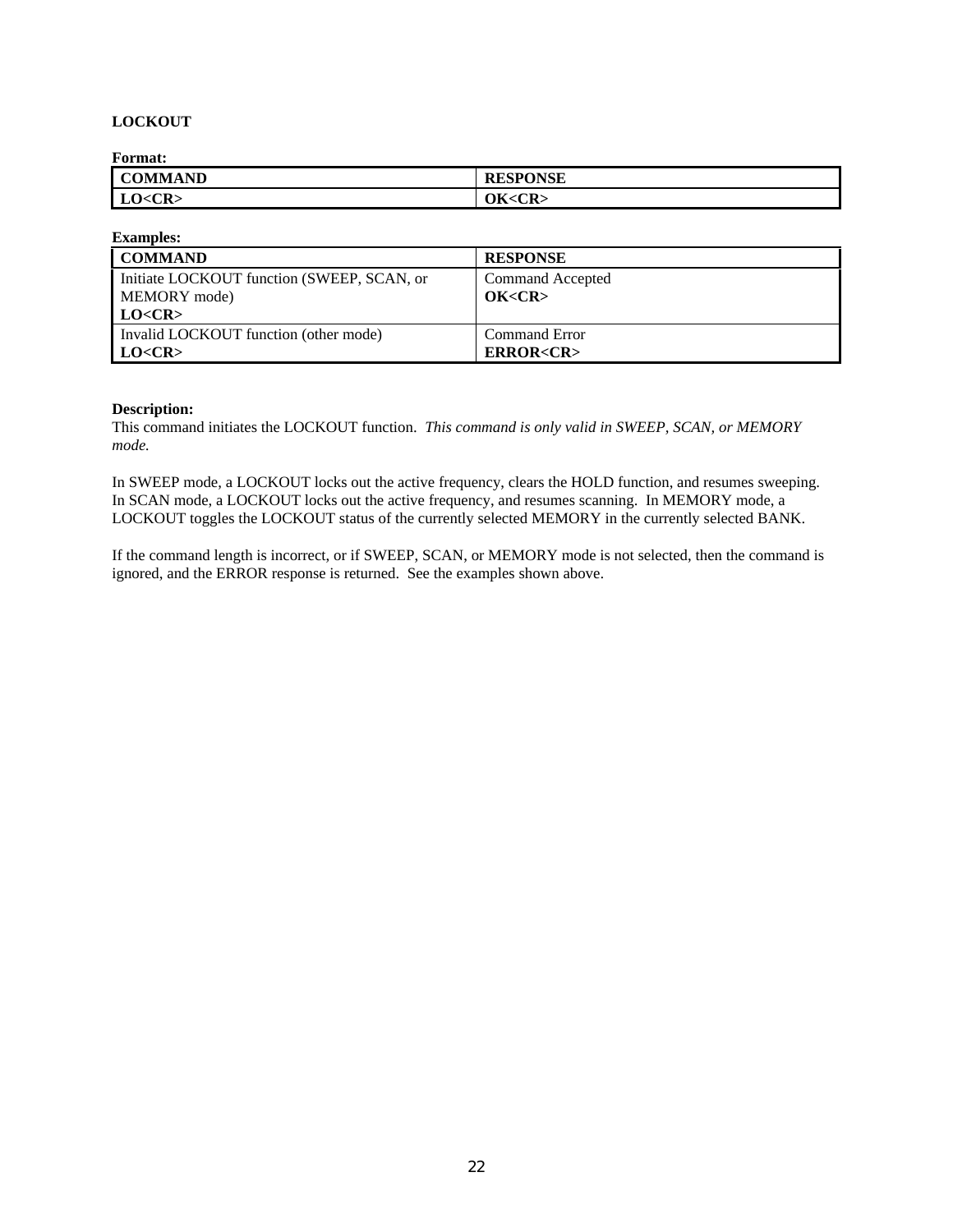**LOCKOUT**

**Format:**

| COMMAND | RESPONSE |
|---|---|
| **LO<CR>** | **OK<CR>** |

**Examples:**

| COMMAND | RESPONSE |
|---|---|
| Initiate LOCKOUT function (SWEEP, SCAN, or MEMORY mode) **LO<CR>** | Command Accepted **OK<CR>** |
| Invalid LOCKOUT function (other mode) **LO<CR>** | Command Error **ERROR<CR>** |

**Description:**
This command initiates the LOCKOUT function. *This command is only valid in SWEEP, SCAN, or MEMORY mode.*

In SWEEP mode, a LOCKOUT locks out the active frequency, clears the HOLD function, and resumes sweeping. In SCAN mode, a LOCKOUT locks out the active frequency, and resumes scanning. In MEMORY mode, a LOCKOUT toggles the LOCKOUT status of the currently selected MEMORY in the currently selected BANK.

If the command length is incorrect, or if SWEEP, SCAN, or MEMORY mode is not selected, then the command is ignored, and the ERROR response is returned. See the examples shown above.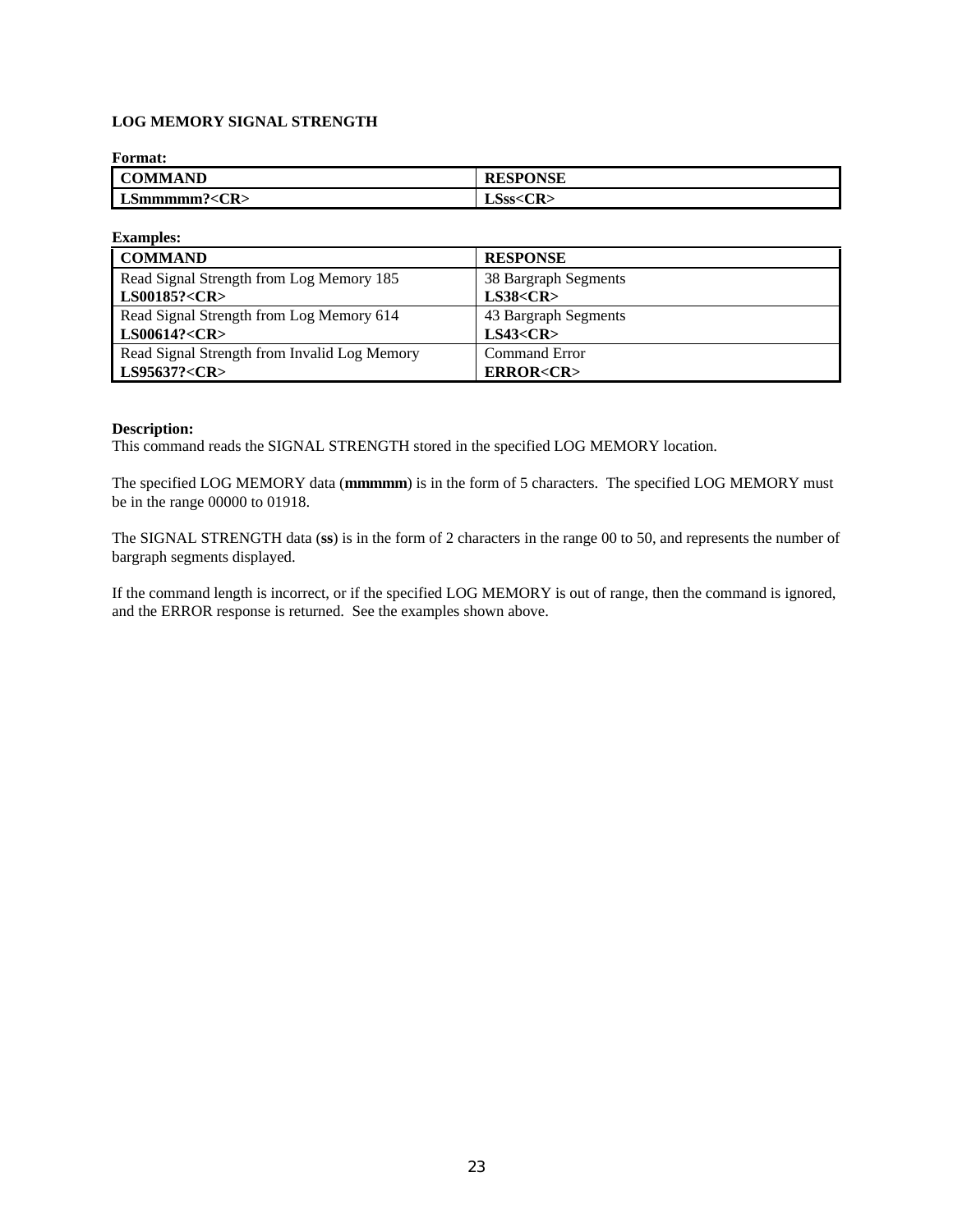### LOG MEMORY SIGNAL STRENGTH

**Format:**

| COMMAND | RESPONSE |
|---|---|
| **LSmmmmm?<CR>** | **LSss<CR>** |

**Examples:**

| COMMAND | RESPONSE |
|---|---|
| Read Signal Strength from Log Memory 185<br>**LS00185?<CR>** | 38 Bargraph Segments<br>**LS38<CR>** |
| Read Signal Strength from Log Memory 614<br>**LS00614?<CR>** | 43 Bargraph Segments<br>**LS43<CR>** |
| Read Signal Strength from Invalid Log Memory<br>**LS95637?<CR>** | Command Error<br>**ERROR<CR>** |

**Description:**
This command reads the SIGNAL STRENGTH stored in the specified LOG MEMORY location.

The specified LOG MEMORY data (**mmmmm**) is in the form of 5 characters. The specified LOG MEMORY must be in the range 00000 to 01918.

The SIGNAL STRENGTH data (**ss**) is in the form of 2 characters in the range 00 to 50, and represents the number of bargraph segments displayed.

If the command length is incorrect, or if the specified LOG MEMORY is out of range, then the command is ignored, and the ERROR response is returned. See the examples shown above.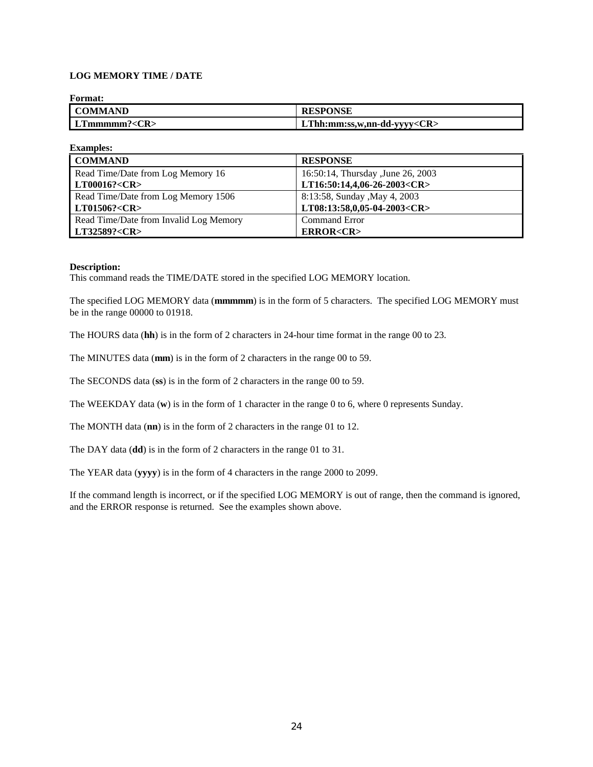**LOG MEMORY TIME / DATE**

**Format:**

| COMMAND | RESPONSE |
| --- | --- |
| **LTmmmmm?<CR>** | **LThh:mm:ss,w,nn-dd-yyyy<CR>** |

**Examples:**

| COMMAND | RESPONSE |
| --- | --- |
| Read Time/Date from Log Memory 16<br>**LT00016?<CR>** | 16:50:14, Thursday ,June 26, 2003<br>**LT16:50:14,4,06-26-2003<CR>** |
| Read Time/Date from Log Memory 1506<br>**LT01506?<CR>** | 8:13:58, Sunday ,May 4, 2003<br>**LT08:13:58,0,05-04-2003<CR>** |
| Read Time/Date from Invalid Log Memory<br>**LT32589?<CR>** | Command Error<br>**ERROR<CR>** |

**Description:**
This command reads the TIME/DATE stored in the specified LOG MEMORY location.

The specified LOG MEMORY data (**mmmmm**) is in the form of 5 characters. The specified LOG MEMORY must be in the range 00000 to 01918.

The HOURS data (**hh**) is in the form of 2 characters in 24-hour time format in the range 00 to 23.

The MINUTES data (**mm**) is in the form of 2 characters in the range 00 to 59.

The SECONDS data (**ss**) is in the form of 2 characters in the range 00 to 59.

The WEEKDAY data (**w**) is in the form of 1 character in the range 0 to 6, where 0 represents Sunday.

The MONTH data (**nn**) is in the form of 2 characters in the range 01 to 12.

The DAY data (**dd**) is in the form of 2 characters in the range 01 to 31.

The YEAR data (**yyyy**) is in the form of 4 characters in the range 2000 to 2099.

If the command length is incorrect, or if the specified LOG MEMORY is out of range, then the command is ignored, and the ERROR response is returned. See the examples shown above.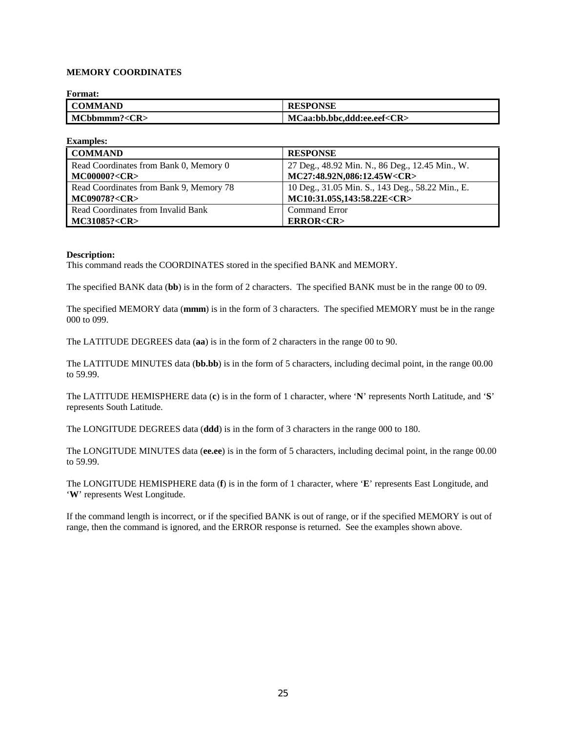### MEMORY COORDINATES

**Format:**

| COMMAND | RESPONSE |
|---|---|
| **MCbbmmm?<CR>** | **MCaa:bb.bbc,ddd:ee.eef<CR>** |

**Examples:**

| COMMAND | RESPONSE |
|---|---|
| Read Coordinates from Bank 0, Memory 0<br>**MC00000?<CR>** | 27 Deg., 48.92 Min. N., 86 Deg., 12.45 Min., W.<br>**MC27:48.92N,086:12.45W<CR>** |
| Read Coordinates from Bank 9, Memory 78<br>**MC09078?<CR>** | 10 Deg., 31.05 Min. S., 143 Deg., 58.22 Min., E.<br>**MC10:31.05S,143:58.22E<CR>** |
| Read Coordinates from Invalid Bank<br>**MC31085?<CR>** | Command Error<br>**ERROR<CR>** |

**Description:**
This command reads the COORDINATES stored in the specified BANK and MEMORY.

The specified BANK data (**bb**) is in the form of 2 characters. The specified BANK must be in the range 00 to 09.

The specified MEMORY data (**mmm**) is in the form of 3 characters. The specified MEMORY must be in the range 000 to 099.

The LATITUDE DEGREES data (**aa**) is in the form of 2 characters in the range 00 to 90.

The LATITUDE MINUTES data (**bb.bb**) is in the form of 5 characters, including decimal point, in the range 00.00 to 59.99.

The LATITUDE HEMISPHERE data (**c**) is in the form of 1 character, where '**N**' represents North Latitude, and '**S**' represents South Latitude.

The LONGITUDE DEGREES data (**ddd**) is in the form of 3 characters in the range 000 to 180.

The LONGITUDE MINUTES data (**ee.ee**) is in the form of 5 characters, including decimal point, in the range 00.00 to 59.99.

The LONGITUDE HEMISPHERE data (**f**) is in the form of 1 character, where '**E**' represents East Longitude, and '**W**' represents West Longitude.

If the command length is incorrect, or if the specified BANK is out of range, or if the specified MEMORY is out of range, then the command is ignored, and the ERROR response is returned. See the examples shown above.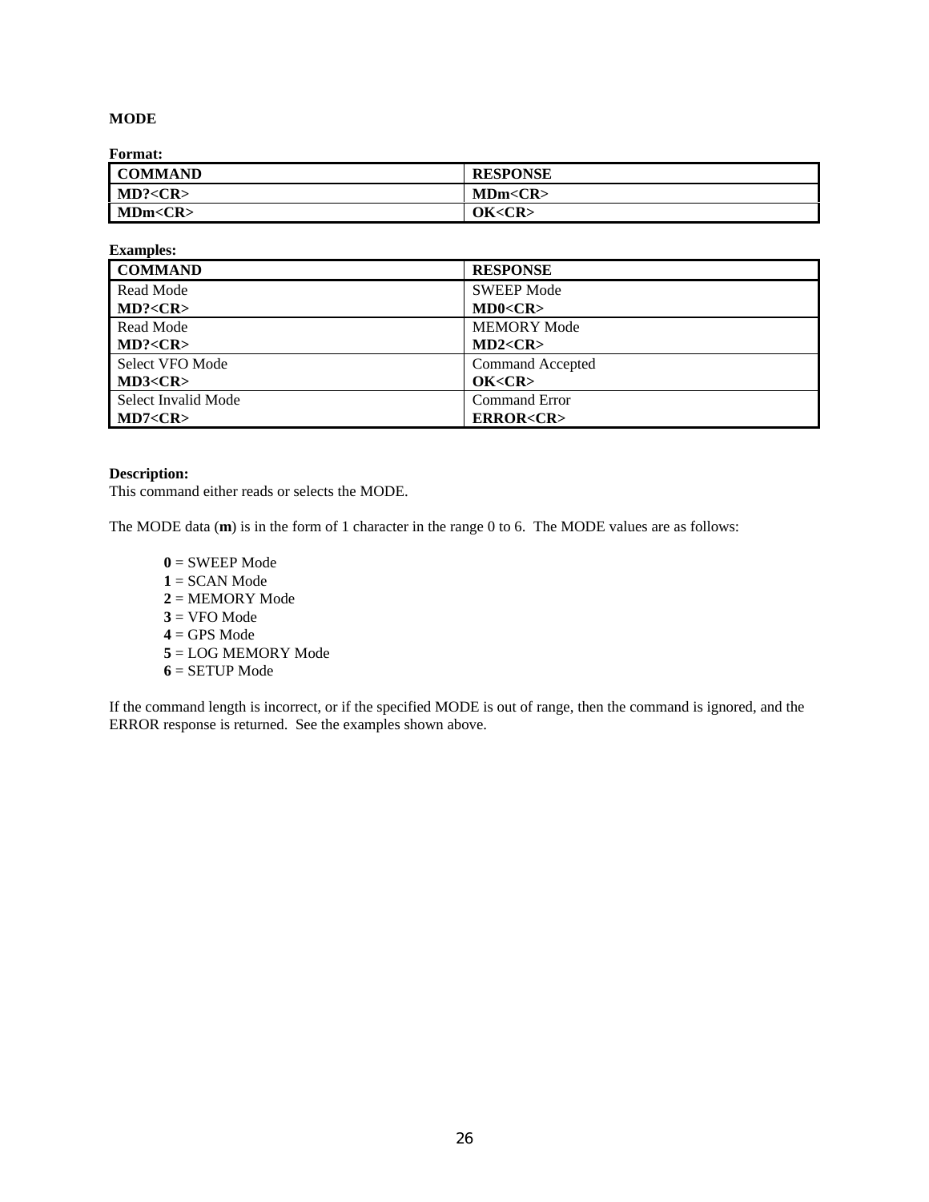## MODE

**Format:**

| COMMAND | RESPONSE |
|---|---|
| **MD?<CR>** | **MDm<CR>** |
| **MDm<CR>** | **OK<CR>** |

**Examples:**

| COMMAND | RESPONSE |
|---|---|
| Read Mode<br>**MD?<CR>** | SWEEP Mode<br>**MD0<CR>** |
| Read Mode<br>**MD?<CR>** | MEMORY Mode<br>**MD2<CR>** |
| Select VFO Mode<br>**MD3<CR>** | Command Accepted<br>**OK<CR>** |
| Select Invalid Mode<br>**MD7<CR>** | Command Error<br>**ERROR<CR>** |

**Description:**
This command either reads or selects the MODE.

The MODE data (**m**) is in the form of 1 character in the range 0 to 6. The MODE values are as follows:

- **0** = SWEEP Mode
- **1** = SCAN Mode
- **2** = MEMORY Mode
- **3** = VFO Mode
- **4** = GPS Mode
- **5** = LOG MEMORY Mode
- **6** = SETUP Mode

If the command length is incorrect, or if the specified MODE is out of range, then the command is ignored, and the ERROR response is returned. See the examples shown above.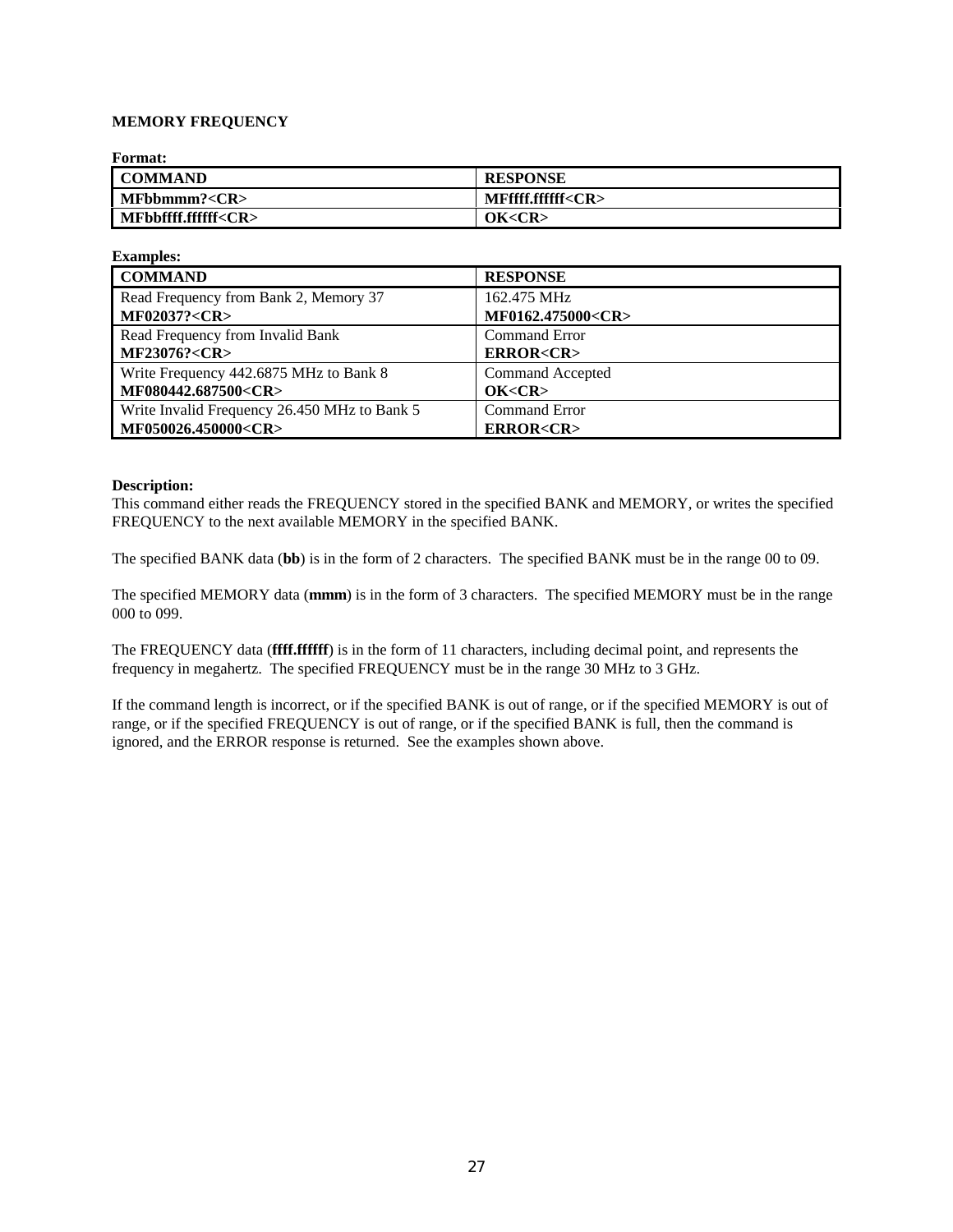**MEMORY FREQUENCY**

**Format:**

| COMMAND | RESPONSE |
| --- | --- |
| **MFbbmmm?<CR>** | **MFffff.ffffff<CR>** |
| **MFbbffff.ffffff<CR>** | **OK<CR>** |

**Examples:**

| COMMAND | RESPONSE |
| --- | --- |
| Read Frequency from Bank 2, Memory 37<br>**MF02037?<CR>** | 162.475 MHz<br>**MF0162.475000<CR>** |
| Read Frequency from Invalid Bank<br>**MF23076?<CR>** | Command Error<br>**ERROR<CR>** |
| Write Frequency 442.6875 MHz to Bank 8<br>**MF080442.687500<CR>** | Command Accepted<br>**OK<CR>** |
| Write Invalid Frequency 26.450 MHz to Bank 5<br>**MF050026.450000<CR>** | Command Error<br>**ERROR<CR>** |

**Description:**

This command either reads the FREQUENCY stored in the specified BANK and MEMORY, or writes the specified FREQUENCY to the next available MEMORY in the specified BANK.

The specified BANK data (**bb**) is in the form of 2 characters. The specified BANK must be in the range 00 to 09.

The specified MEMORY data (**mmm**) is in the form of 3 characters. The specified MEMORY must be in the range 000 to 099.

The FREQUENCY data (**ffff.ffffff**) is in the form of 11 characters, including decimal point, and represents the frequency in megahertz. The specified FREQUENCY must be in the range 30 MHz to 3 GHz.

If the command length is incorrect, or if the specified BANK is out of range, or if the specified MEMORY is out of range, or if the specified FREQUENCY is out of range, or if the specified BANK is full, then the command is ignored, and the ERROR response is returned. See the examples shown above.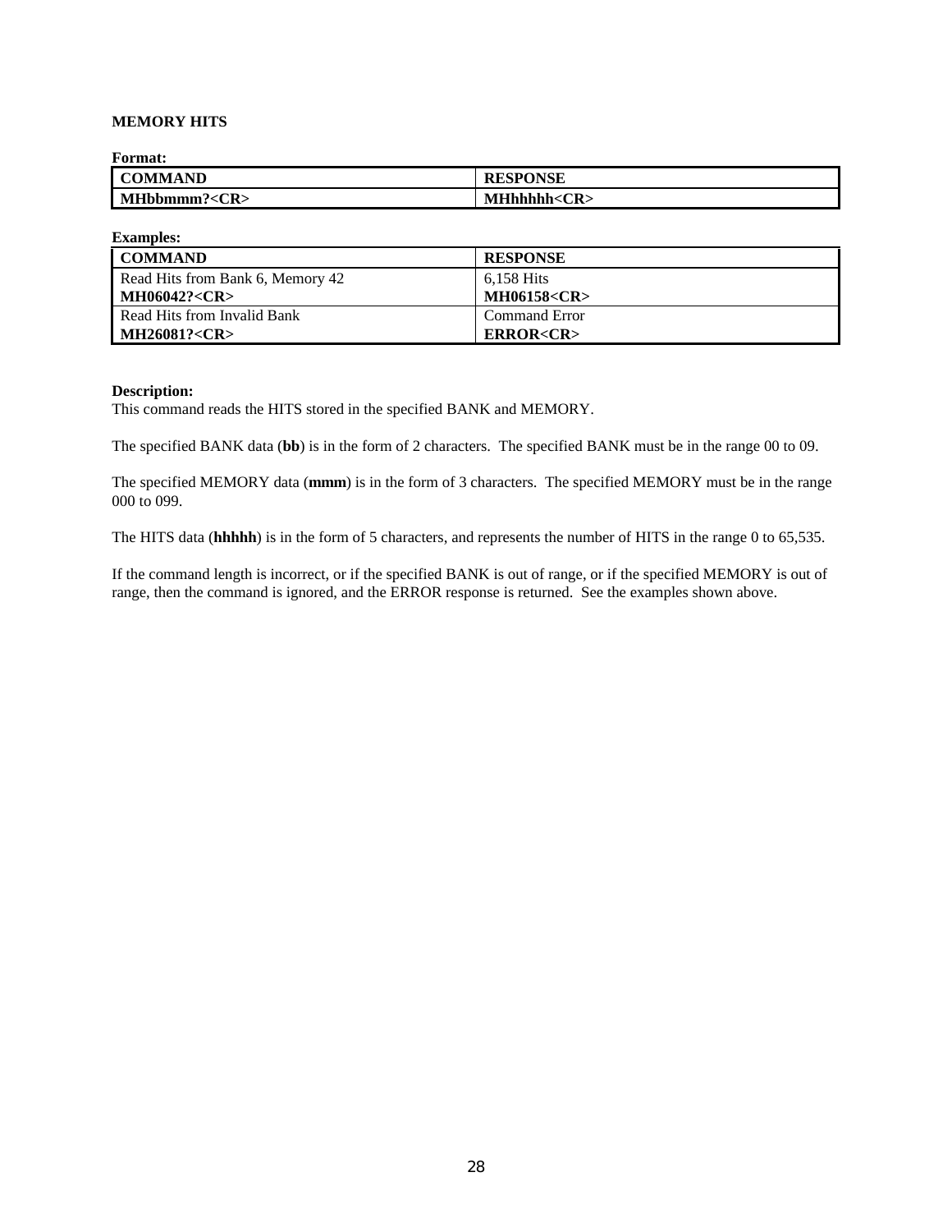**MEMORY HITS**

**Format:**

| COMMAND | RESPONSE |
| --- | --- |
| **MHbbmmm?<CR>** | **MHhhhhh<CR>** |

**Examples:**

| COMMAND | RESPONSE |
| --- | --- |
| Read Hits from Bank 6, Memory 42<br>**MH06042?<CR>** | 6,158 Hits<br>**MH06158<CR>** |
| Read Hits from Invalid Bank<br>**MH26081?<CR>** | Command Error<br>**ERROR<CR>** |

**Description:**
This command reads the HITS stored in the specified BANK and MEMORY.

The specified BANK data (**bb**) is in the form of 2 characters. The specified BANK must be in the range 00 to 09.

The specified MEMORY data (**mmm**) is in the form of 3 characters. The specified MEMORY must be in the range 000 to 099.

The HITS data (**hhhhh**) is in the form of 5 characters, and represents the number of HITS in the range 0 to 65,535.

If the command length is incorrect, or if the specified BANK is out of range, or if the specified MEMORY is out of range, then the command is ignored, and the ERROR response is returned. See the examples shown above.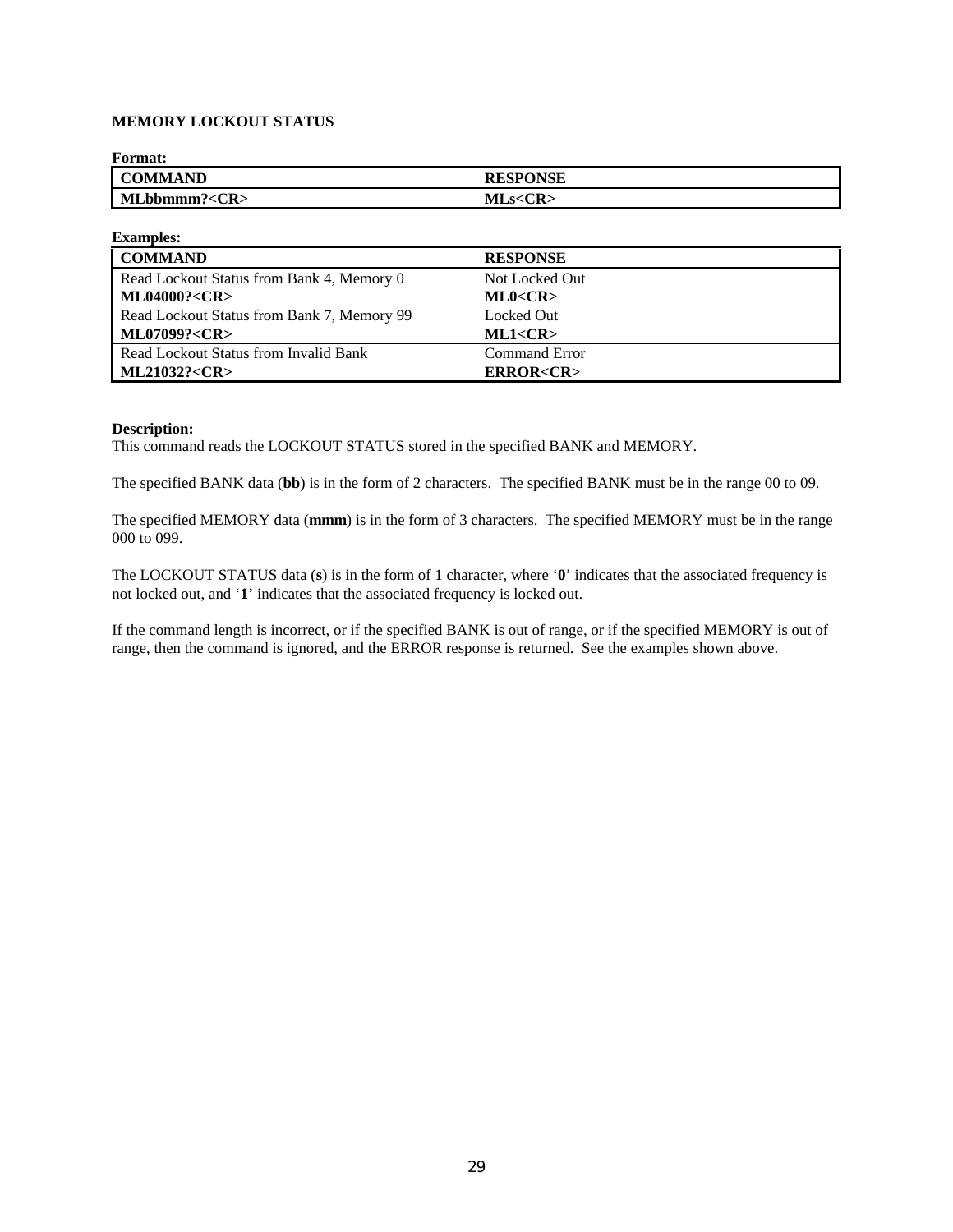### MEMORY LOCKOUT STATUS

**Format:**

| COMMAND | RESPONSE |
| --- | --- |
| **MLbbmmm?<CR>** | **MLs<CR>** |

**Examples:**

| COMMAND | RESPONSE |
| --- | --- |
| Read Lockout Status from Bank 4, Memory 0<br>**ML04000?<CR>** | Not Locked Out<br>**ML0<CR>** |
| Read Lockout Status from Bank 7, Memory 99<br>**ML07099?<CR>** | Locked Out<br>**ML1<CR>** |
| Read Lockout Status from Invalid Bank<br>**ML21032?<CR>** | Command Error<br>**ERROR<CR>** |

**Description:**
This command reads the LOCKOUT STATUS stored in the specified BANK and MEMORY.

The specified BANK data (**bb**) is in the form of 2 characters. The specified BANK must be in the range 00 to 09.

The specified MEMORY data (**mmm**) is in the form of 3 characters. The specified MEMORY must be in the range 000 to 099.

The LOCKOUT STATUS data (**s**) is in the form of 1 character, where '**0**' indicates that the associated frequency is not locked out, and '**1**' indicates that the associated frequency is locked out.

If the command length is incorrect, or if the specified BANK is out of range, or if the specified MEMORY is out of range, then the command is ignored, and the ERROR response is returned. See the examples shown above.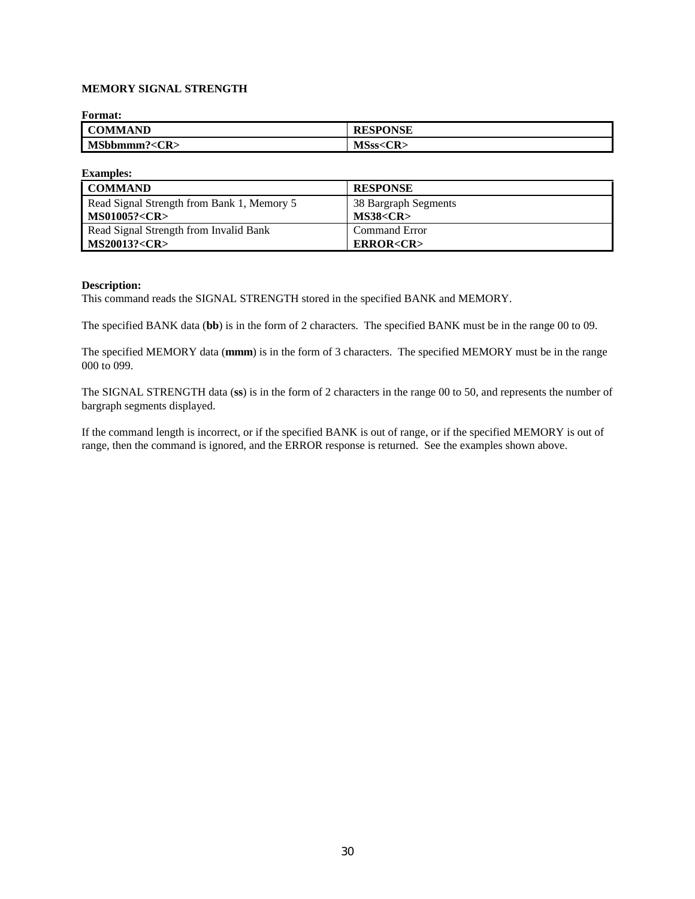### MEMORY SIGNAL STRENGTH

**Format:**

| COMMAND | RESPONSE |
|---|---|
| **MSbbmmm?<CR>** | **MSss<CR>** |

**Examples:**

| COMMAND | RESPONSE |
|---|---|
| Read Signal Strength from Bank 1, Memory 5<br>**MS01005?<CR>** | 38 Bargraph Segments<br>**MS38<CR>** |
| Read Signal Strength from Invalid Bank<br>**MS20013?<CR>** | Command Error<br>**ERROR<CR>** |

**Description:**
This command reads the SIGNAL STRENGTH stored in the specified BANK and MEMORY.

The specified BANK data (**bb**) is in the form of 2 characters. The specified BANK must be in the range 00 to 09.

The specified MEMORY data (**mmm**) is in the form of 3 characters. The specified MEMORY must be in the range 000 to 099.

The SIGNAL STRENGTH data (**ss**) is in the form of 2 characters in the range 00 to 50, and represents the number of bargraph segments displayed.

If the command length is incorrect, or if the specified BANK is out of range, or if the specified MEMORY is out of range, then the command is ignored, and the ERROR response is returned. See the examples shown above.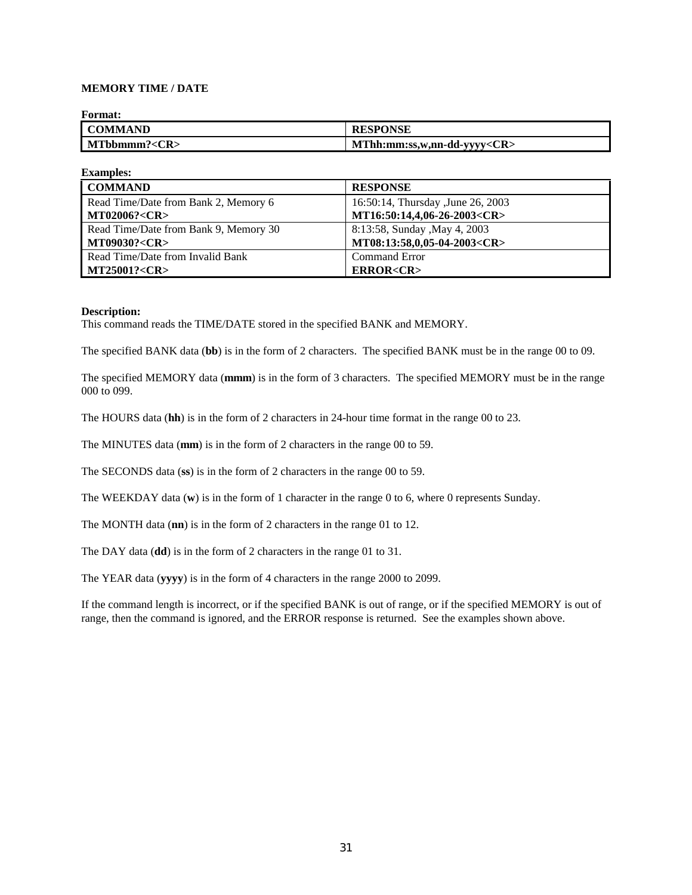**MEMORY TIME / DATE**

**Format:**

| COMMAND | RESPONSE |
| --- | --- |
| **MTbbmmm?<CR>** | **MThh:mm:ss,w,nn-dd-yyyy<CR>** |

**Examples:**

| COMMAND | RESPONSE |
| --- | --- |
| Read Time/Date from Bank 2, Memory 6<br>**MT02006?<CR>** | 16:50:14, Thursday ,June 26, 2003<br>**MT16:50:14,4,06-26-2003<CR>** |
| Read Time/Date from Bank 9, Memory 30<br>**MT09030?<CR>** | 8:13:58, Sunday ,May 4, 2003<br>**MT08:13:58,0,05-04-2003<CR>** |
| Read Time/Date from Invalid Bank<br>**MT25001?<CR>** | Command Error<br>**ERROR<CR>** |

**Description:**
This command reads the TIME/DATE stored in the specified BANK and MEMORY.

The specified BANK data (**bb**) is in the form of 2 characters. The specified BANK must be in the range 00 to 09.

The specified MEMORY data (**mmm**) is in the form of 3 characters. The specified MEMORY must be in the range 000 to 099.

The HOURS data (**hh**) is in the form of 2 characters in 24-hour time format in the range 00 to 23.

The MINUTES data (**mm**) is in the form of 2 characters in the range 00 to 59.

The SECONDS data (**ss**) is in the form of 2 characters in the range 00 to 59.

The WEEKDAY data (**w**) is in the form of 1 character in the range 0 to 6, where 0 represents Sunday.

The MONTH data (**nn**) is in the form of 2 characters in the range 01 to 12.

The DAY data (**dd**) is in the form of 2 characters in the range 01 to 31.

The YEAR data (**yyyy**) is in the form of 4 characters in the range 2000 to 2099.

If the command length is incorrect, or if the specified BANK is out of range, or if the specified MEMORY is out of range, then the command is ignored, and the ERROR response is returned. See the examples shown above.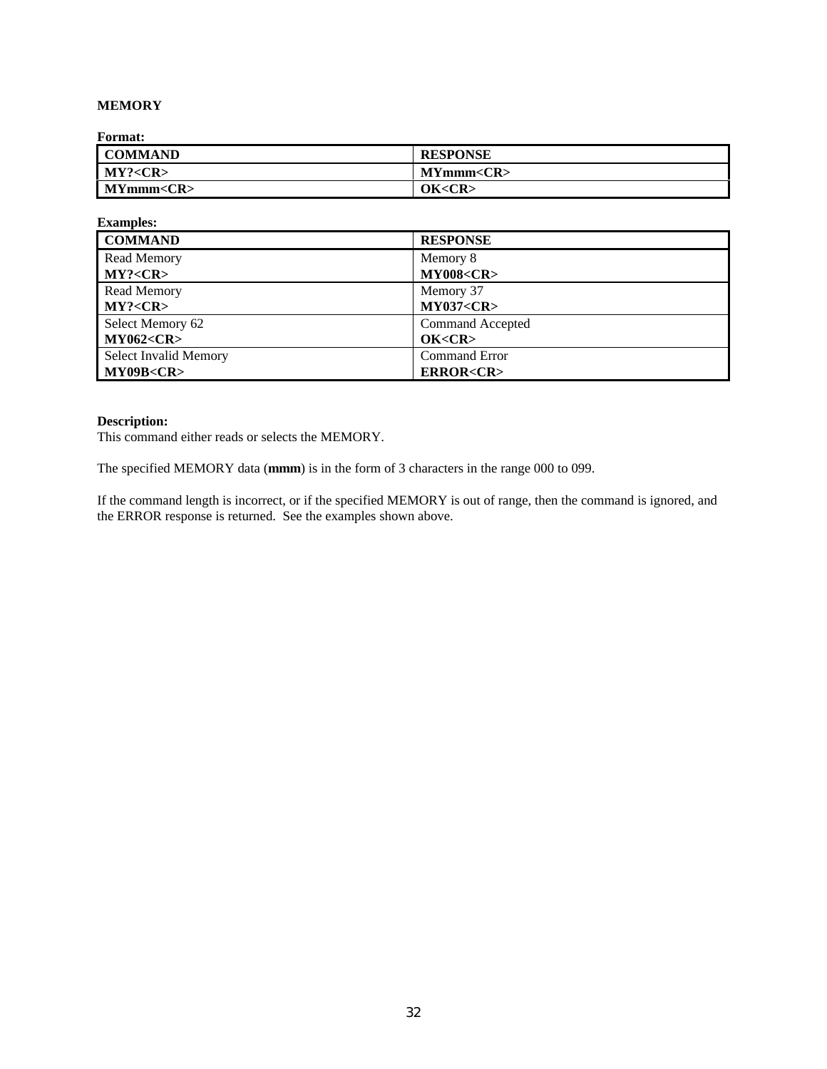**MEMORY**

**Format:**

| COMMAND | RESPONSE |
|---|---|
| **MY?<CR>** | **MYmmm<CR>** |
| **MYmmm<CR>** | **OK<CR>** |

**Examples:**

| COMMAND | RESPONSE |
|---|---|
| Read Memory<br>**MY?<CR>** | Memory 8<br>**MY008<CR>** |
| Read Memory<br>**MY?<CR>** | Memory 37<br>**MY037<CR>** |
| Select Memory 62<br>**MY062<CR>** | Command Accepted<br>**OK<CR>** |
| Select Invalid Memory<br>**MY09B<CR>** | Command Error<br>**ERROR<CR>** |

**Description:**
This command either reads or selects the MEMORY.

The specified MEMORY data (**mmm**) is in the form of 3 characters in the range 000 to 099.

If the command length is incorrect, or if the specified MEMORY is out of range, then the command is ignored, and the ERROR response is returned. See the examples shown above.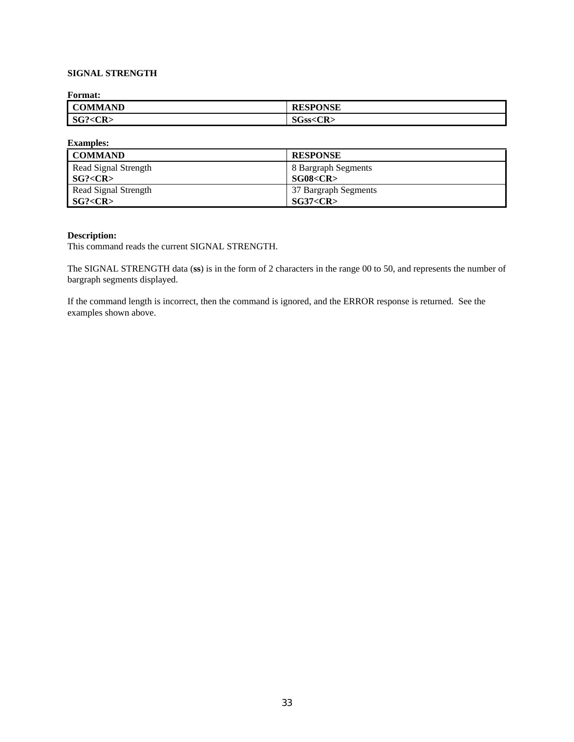### SIGNAL STRENGTH

**Format:**

| **COMMAND** | **RESPONSE** |
| --- | --- |
| **SG?<CR>** | **SGss<CR>** |

**Examples:**

| **COMMAND** | **RESPONSE** |
| --- | --- |
| Read Signal Strength<br>**SG?<CR>** | 8 Bargraph Segments<br>**SG08<CR>** |
| Read Signal Strength<br>**SG?<CR>** | 37 Bargraph Segments<br>**SG37<CR>** |

**Description:**
This command reads the current SIGNAL STRENGTH.

The SIGNAL STRENGTH data (**ss**) is in the form of 2 characters in the range 00 to 50, and represents the number of bargraph segments displayed.

If the command length is incorrect, then the command is ignored, and the ERROR response is returned. See the examples shown above.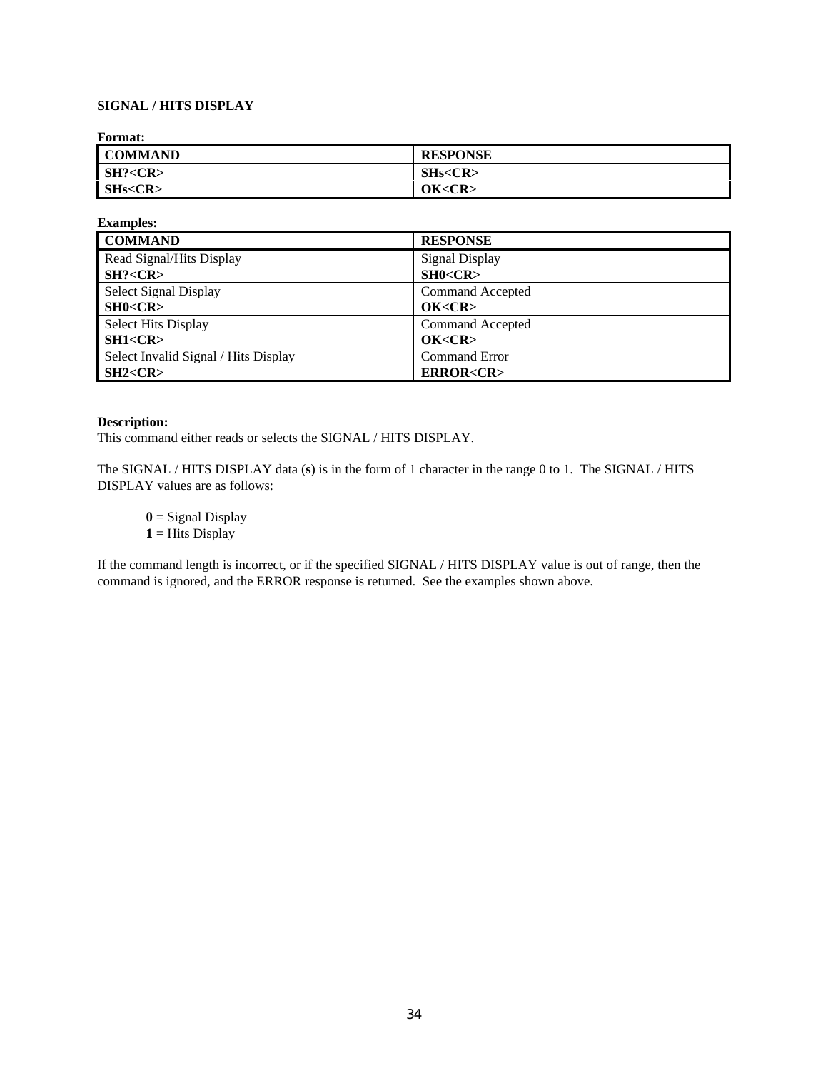**SIGNAL / HITS DISPLAY**

**Format:**

| COMMAND | RESPONSE |
| --- | --- |
| **SH?<CR>** | **SHs<CR>** |
| **SHs<CR>** | **OK<CR>** |

**Examples:**

| COMMAND | RESPONSE |
| --- | --- |
| Read Signal/Hits Display<br>**SH?<CR>** | Signal Display<br>**SH0<CR>** |
| Select Signal Display<br>**SH0<CR>** | Command Accepted<br>**OK<CR>** |
| Select Hits Display<br>**SH1<CR>** | Command Accepted<br>**OK<CR>** |
| Select Invalid Signal / Hits Display<br>**SH2<CR>** | Command Error<br>**ERROR<CR>** |

**Description:**
This command either reads or selects the SIGNAL / HITS DISPLAY.

The SIGNAL / HITS DISPLAY data (**s**) is in the form of 1 character in the range 0 to 1. The SIGNAL / HITS DISPLAY values are as follows:

**0** = Signal Display
**1** = Hits Display

If the command length is incorrect, or if the specified SIGNAL / HITS DISPLAY value is out of range, then the command is ignored, and the ERROR response is returned. See the examples shown above.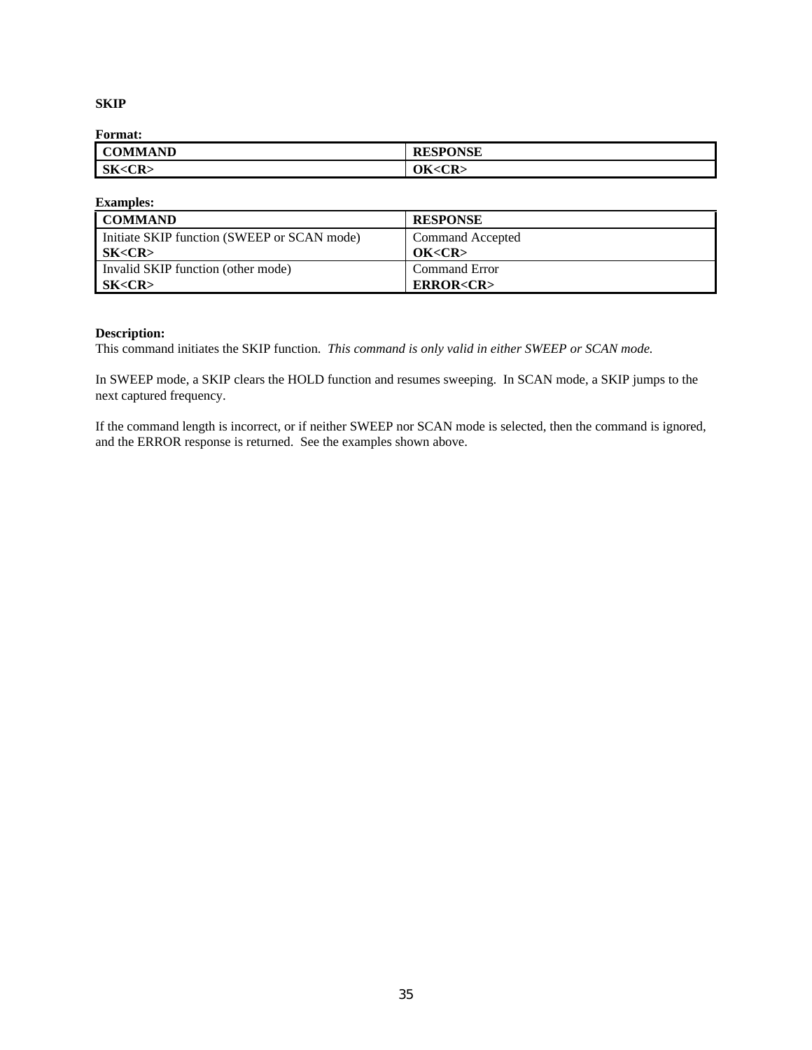**SKIP**

**Format:**

| COMMAND | RESPONSE |
|---|---|
| **SK<CR>** | **OK<CR>** |

**Examples:**

| COMMAND | RESPONSE |
|---|---|
| Initiate SKIP function (SWEEP or SCAN mode)<br>**SK<CR>** | Command Accepted<br>**OK<CR>** |
| Invalid SKIP function (other mode)<br>**SK<CR>** | Command Error<br>**ERROR<CR>** |

**Description:**
This command initiates the SKIP function. *This command is only valid in either SWEEP or SCAN mode.*

In SWEEP mode, a SKIP clears the HOLD function and resumes sweeping. In SCAN mode, a SKIP jumps to the next captured frequency.

If the command length is incorrect, or if neither SWEEP nor SCAN mode is selected, then the command is ignored, and the ERROR response is returned. See the examples shown above.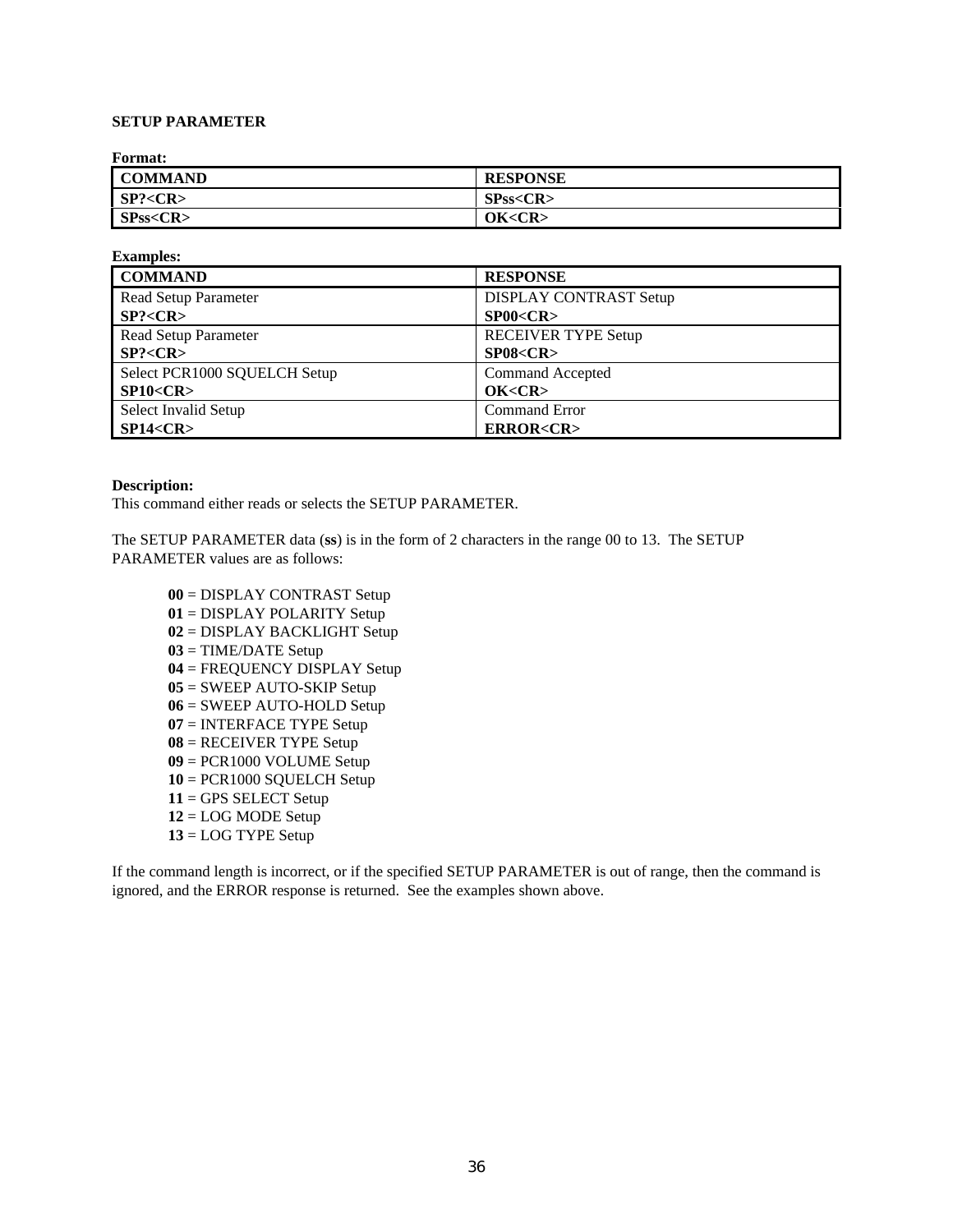**SETUP PARAMETER**

**Format:**

| COMMAND | RESPONSE |
|---|---|
| **SP?<CR>** | **SPss<CR>** |
| **SPss<CR>** | **OK<CR>** |

**Examples:**

| COMMAND | RESPONSE |
|---|---|
| Read Setup Parameter<br>**SP?<CR>** | DISPLAY CONTRAST Setup<br>**SP00<CR>** |
| Read Setup Parameter<br>**SP?<CR>** | RECEIVER TYPE Setup<br>**SP08<CR>** |
| Select PCR1000 SQUELCH Setup<br>**SP10<CR>** | Command Accepted<br>**OK<CR>** |
| Select Invalid Setup<br>**SP14<CR>** | Command Error<br>**ERROR<CR>** |

**Description:**
This command either reads or selects the SETUP PARAMETER.

The SETUP PARAMETER data (**ss**) is in the form of 2 characters in the range 00 to 13. The SETUP PARAMETER values are as follows:

- **00** = DISPLAY CONTRAST Setup
- **01** = DISPLAY POLARITY Setup
- **02** = DISPLAY BACKLIGHT Setup
- **03** = TIME/DATE Setup
- **04** = FREQUENCY DISPLAY Setup
- **05** = SWEEP AUTO-SKIP Setup
- **06** = SWEEP AUTO-HOLD Setup
- **07** = INTERFACE TYPE Setup
- **08** = RECEIVER TYPE Setup
- **09** = PCR1000 VOLUME Setup
- **10** = PCR1000 SQUELCH Setup
- **11** = GPS SELECT Setup
- **12** = LOG MODE Setup
- **13** = LOG TYPE Setup

If the command length is incorrect, or if the specified SETUP PARAMETER is out of range, then the command is ignored, and the ERROR response is returned. See the examples shown above.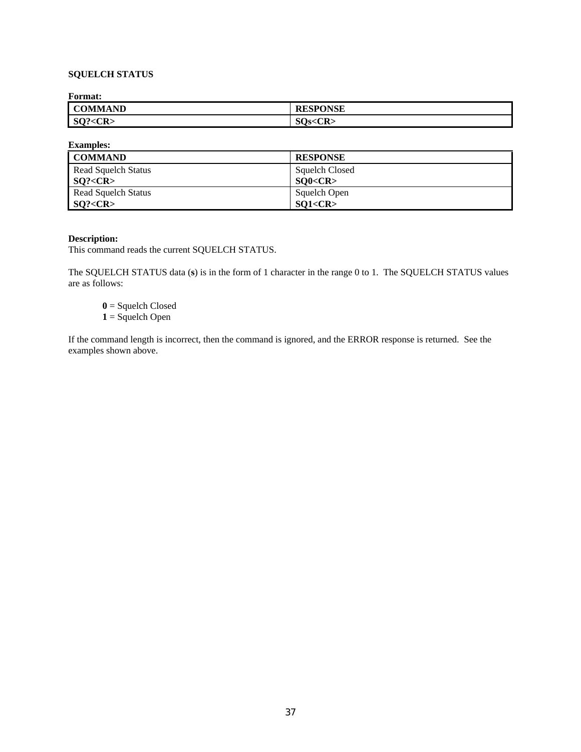**SQUELCH STATUS**

**Format:**

| COMMAND | RESPONSE |
|---|---|
| **SQ?<CR>** | **SQs<CR>** |

**Examples:**

| COMMAND | RESPONSE |
|---|---|
| Read Squelch Status<br>**SQ?<CR>** | Squelch Closed<br>**SQ0<CR>** |
| Read Squelch Status<br>**SQ?<CR>** | Squelch Open<br>**SQ1<CR>** |

**Description:**
This command reads the current SQUELCH STATUS.

The SQUELCH STATUS data (**s**) is in the form of 1 character in the range 0 to 1. The SQUELCH STATUS values are as follows:

**0** = Squelch Closed
**1** = Squelch Open

If the command length is incorrect, then the command is ignored, and the ERROR response is returned. See the examples shown above.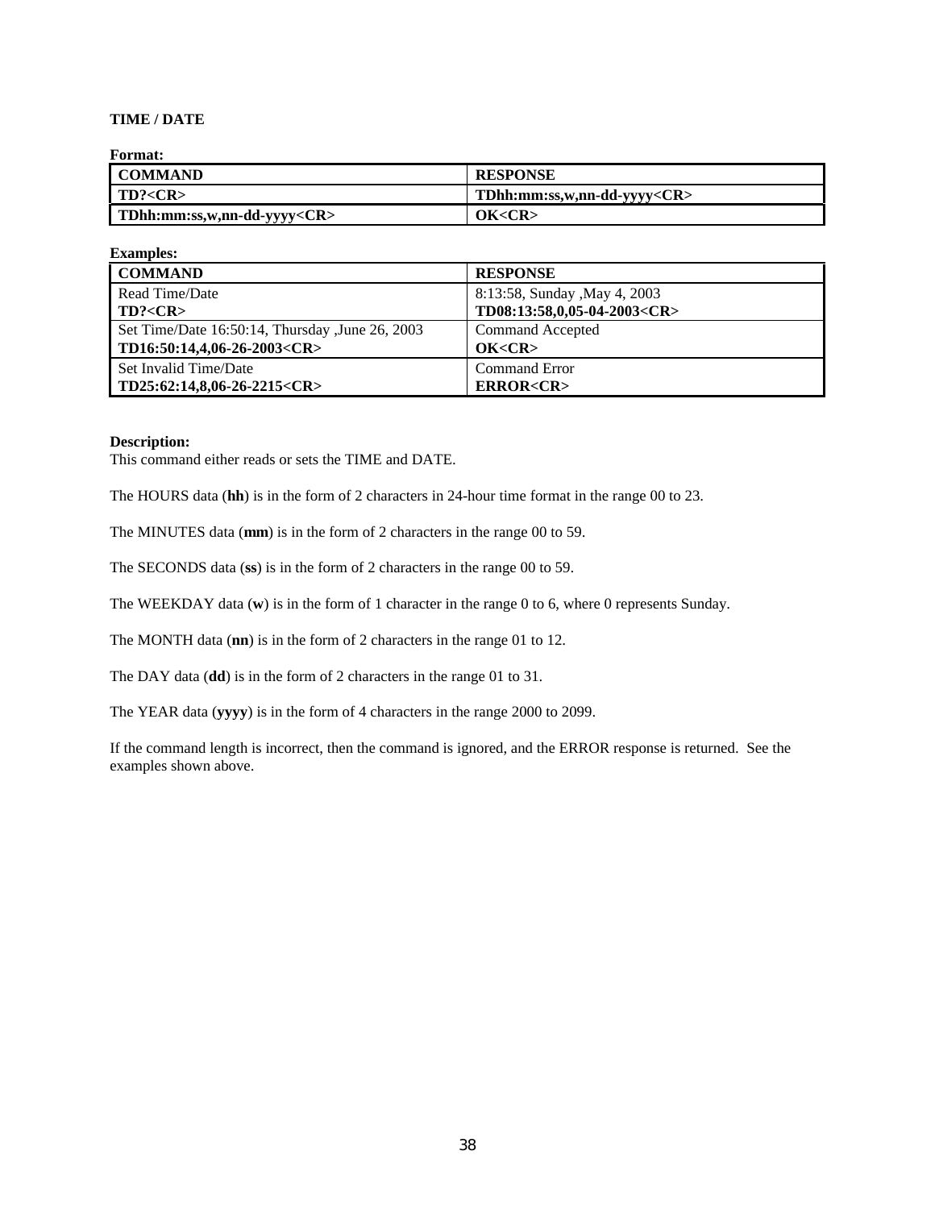**TIME / DATE**

**Format:**

| COMMAND | RESPONSE |
|---|---|
| **TD?<CR>** | **TDhh:mm:ss,w,nn-dd-yyyy<CR>** |
| **TDhh:mm:ss,w,nn-dd-yyyy<CR>** | **OK<CR>** |

**Examples:**

| COMMAND | RESPONSE |
|---|---|
| Read Time/Date<br>**TD?<CR>** | 8:13:58, Sunday ,May 4, 2003<br>**TD08:13:58,0,05-04-2003<CR>** |
| Set Time/Date 16:50:14, Thursday ,June 26, 2003<br>**TD16:50:14,4,06-26-2003<CR>** | Command Accepted<br>**OK<CR>** |
| Set Invalid Time/Date<br>**TD25:62:14,8,06-26-2215<CR>** | Command Error<br>**ERROR<CR>** |

**Description:**
This command either reads or sets the TIME and DATE.

The HOURS data (**hh**) is in the form of 2 characters in 24-hour time format in the range 00 to 23.

The MINUTES data (**mm**) is in the form of 2 characters in the range 00 to 59.

The SECONDS data (**ss**) is in the form of 2 characters in the range 00 to 59.

The WEEKDAY data (**w**) is in the form of 1 character in the range 0 to 6, where 0 represents Sunday.

The MONTH data (**nn**) is in the form of 2 characters in the range 01 to 12.

The DAY data (**dd**) is in the form of 2 characters in the range 01 to 31.

The YEAR data (**yyyy**) is in the form of 4 characters in the range 2000 to 2099.

If the command length is incorrect, then the command is ignored, and the ERROR response is returned. See the examples shown above.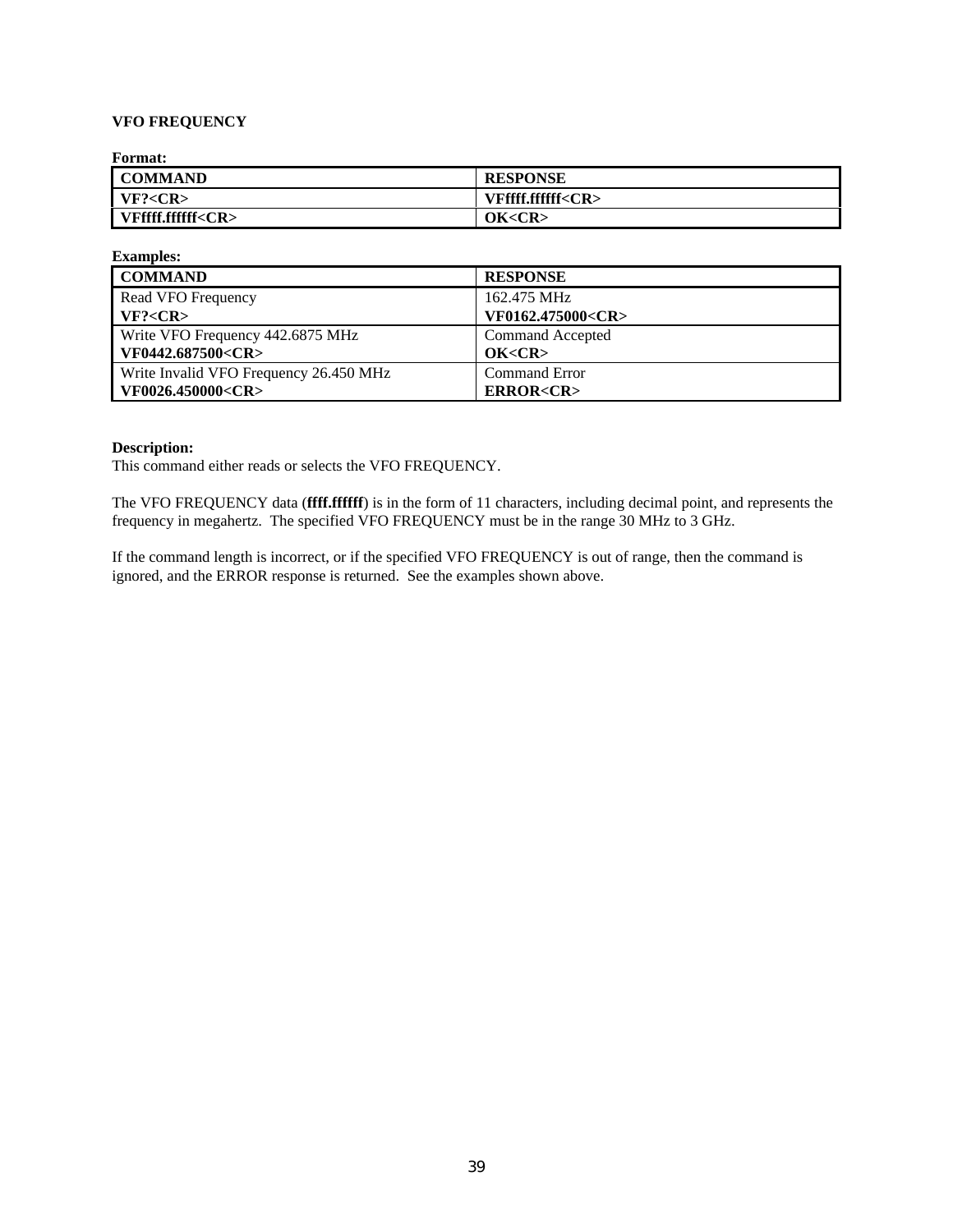### VFO FREQUENCY

**Format:**

| COMMAND | RESPONSE |
|---|---|
| **VF?<CR>** | **VFffff.ffffff<CR>** |
| **VFffff.ffffff<CR>** | **OK<CR>** |

**Examples:**

| COMMAND | RESPONSE |
|---|---|
| Read VFO Frequency<br>**VF?<CR>** | 162.475 MHz<br>**VF0162.475000<CR>** |
| Write VFO Frequency 442.6875 MHz<br>**VF0442.687500<CR>** | Command Accepted<br>**OK<CR>** |
| Write Invalid VFO Frequency 26.450 MHz<br>**VF0026.450000<CR>** | Command Error<br>**ERROR<CR>** |

**Description:**
This command either reads or selects the VFO FREQUENCY.

The VFO FREQUENCY data (**ffff.ffffff**) is in the form of 11 characters, including decimal point, and represents the frequency in megahertz. The specified VFO FREQUENCY must be in the range 30 MHz to 3 GHz.

If the command length is incorrect, or if the specified VFO FREQUENCY is out of range, then the command is ignored, and the ERROR response is returned. See the examples shown above.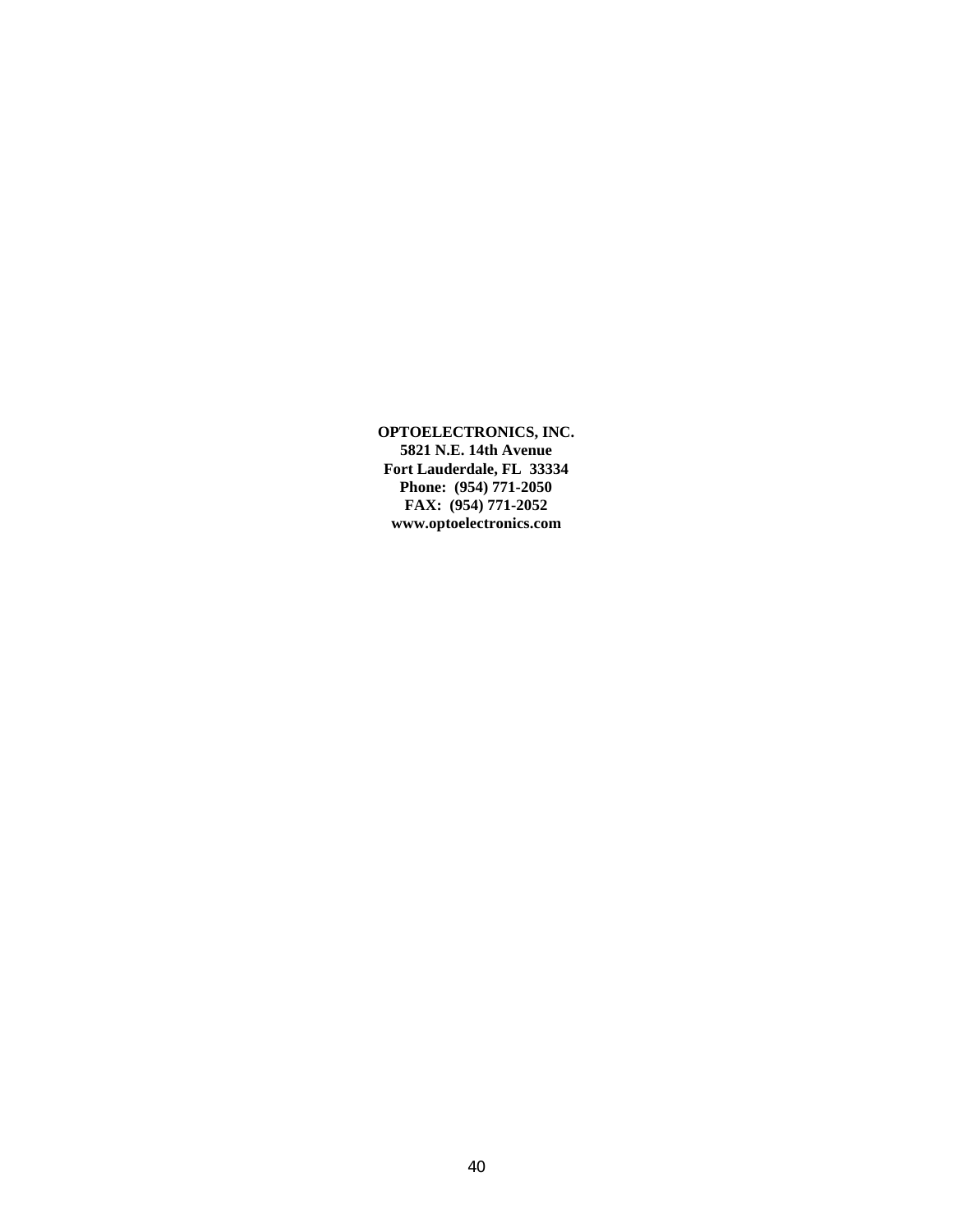**OPTOELECTRONICS, INC.**
**5821 N.E. 14th Avenue**
**Fort Lauderdale, FL  33334**
**Phone:  (954) 771-2050**
**FAX:  (954) 771-2052**
**www.optoelectronics.com**